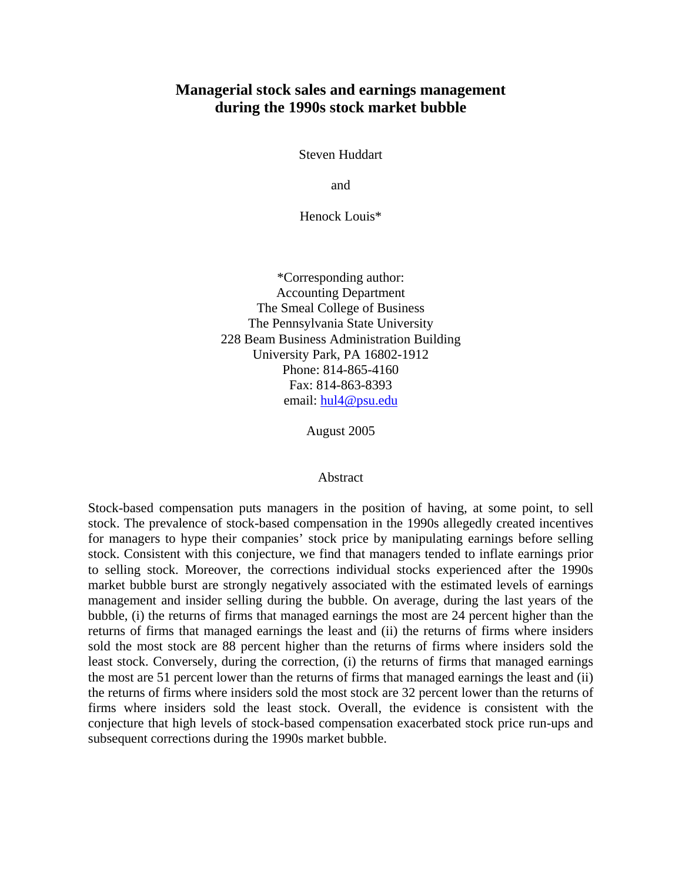# Managerial stock sales and earnings management during the 1990s stock market bubble

Steven Huddart

and

Henock Louis*

*Corresponding author:
Accounting Department
The Smeal College of Business
The Pennsylvania State University
228 Beam Business Administration Building
University Park, PA 16802-1912
Phone: 814-865-4160
Fax: 814-863-8393
email: hul4@psu.edu

August 2005

## Abstract

Stock-based compensation puts managers in the position of having, at some point, to sell stock. The prevalence of stock-based compensation in the 1990s allegedly created incentives for managers to hype their companies' stock price by manipulating earnings before selling stock. Consistent with this conjecture, we find that managers tended to inflate earnings prior to selling stock. Moreover, the corrections individual stocks experienced after the 1990s market bubble burst are strongly negatively associated with the estimated levels of earnings management and insider selling during the bubble. On average, during the last years of the bubble, (i) the returns of firms that managed earnings the most are 24 percent higher than the returns of firms that managed earnings the least and (ii) the returns of firms where insiders sold the most stock are 88 percent higher than the returns of firms where insiders sold the least stock. Conversely, during the correction, (i) the returns of firms that managed earnings the most are 51 percent lower than the returns of firms that managed earnings the least and (ii) the returns of firms where insiders sold the most stock are 32 percent lower than the returns of firms where insiders sold the least stock. Overall, the evidence is consistent with the conjecture that high levels of stock-based compensation exacerbated stock price run-ups and subsequent corrections during the 1990s market bubble.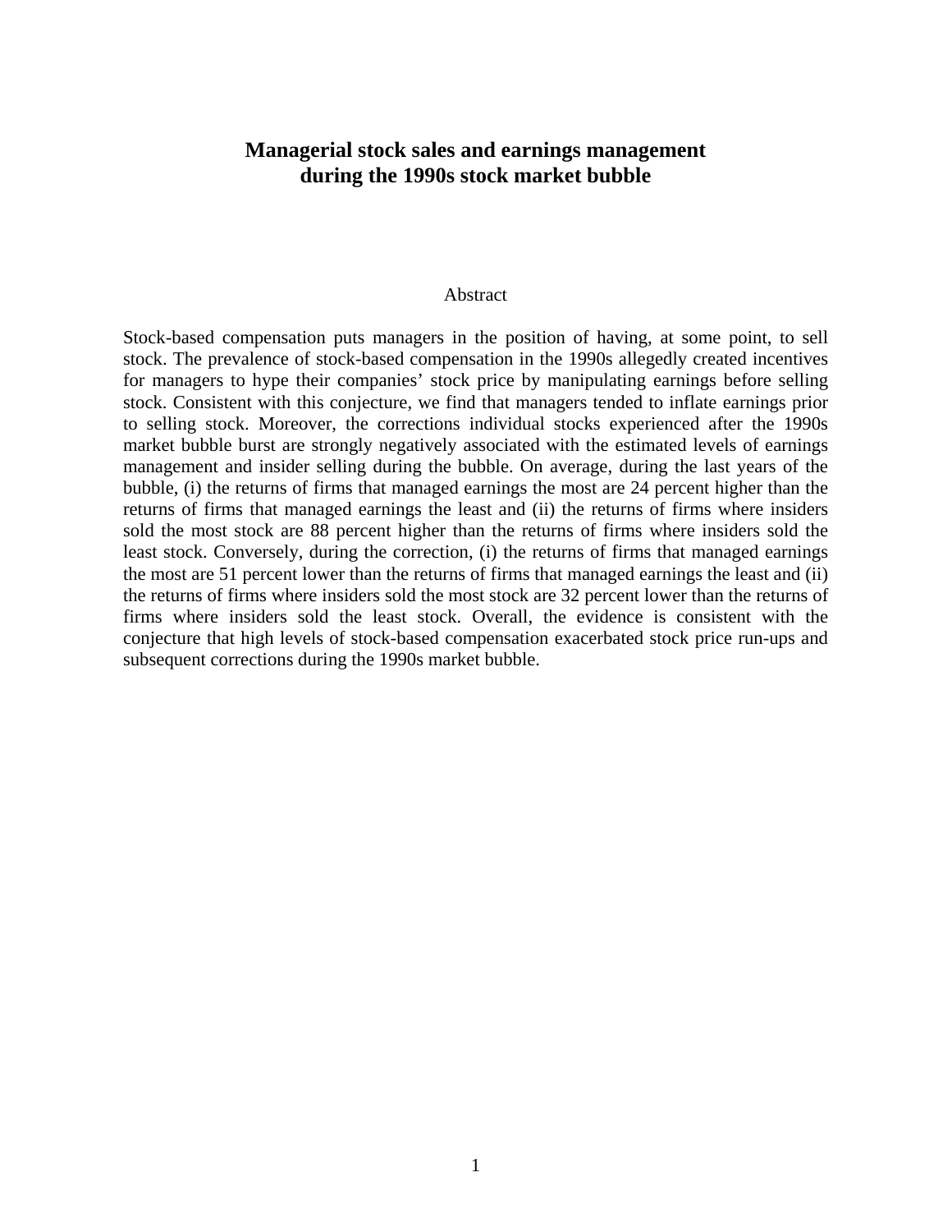# Managerial stock sales and earnings management during the 1990s stock market bubble

## Abstract

Stock-based compensation puts managers in the position of having, at some point, to sell stock. The prevalence of stock-based compensation in the 1990s allegedly created incentives for managers to hype their companies' stock price by manipulating earnings before selling stock. Consistent with this conjecture, we find that managers tended to inflate earnings prior to selling stock. Moreover, the corrections individual stocks experienced after the 1990s market bubble burst are strongly negatively associated with the estimated levels of earnings management and insider selling during the bubble. On average, during the last years of the bubble, (i) the returns of firms that managed earnings the most are 24 percent higher than the returns of firms that managed earnings the least and (ii) the returns of firms where insiders sold the most stock are 88 percent higher than the returns of firms where insiders sold the least stock. Conversely, during the correction, (i) the returns of firms that managed earnings the most are 51 percent lower than the returns of firms that managed earnings the least and (ii) the returns of firms where insiders sold the most stock are 32 percent lower than the returns of firms where insiders sold the least stock. Overall, the evidence is consistent with the conjecture that high levels of stock-based compensation exacerbated stock price run-ups and subsequent corrections during the 1990s market bubble.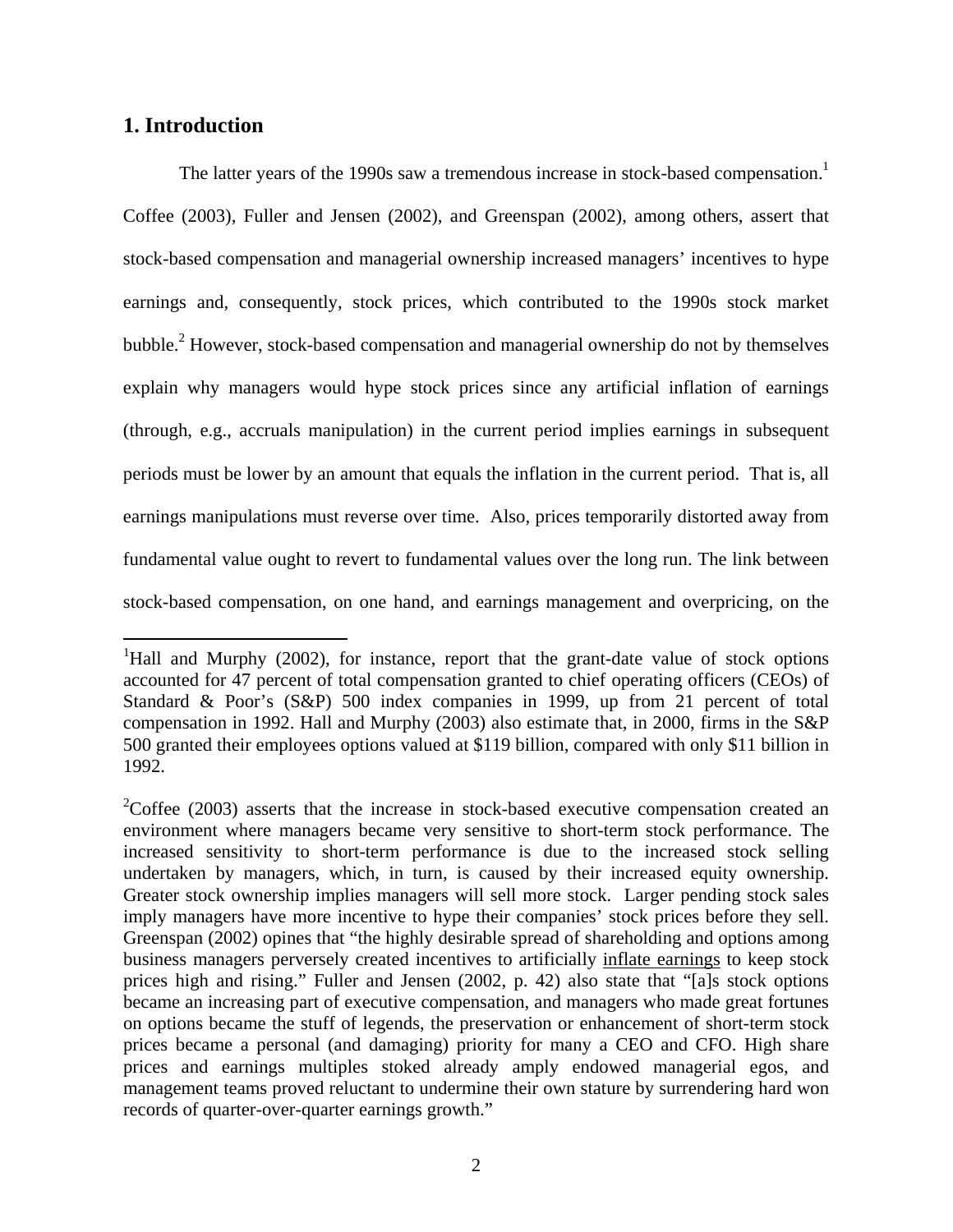## 1. Introduction

The latter years of the 1990s saw a tremendous increase in stock-based compensation.[1] Coffee (2003), Fuller and Jensen (2002), and Greenspan (2002), among others, assert that stock-based compensation and managerial ownership increased managers' incentives to hype earnings and, consequently, stock prices, which contributed to the 1990s stock market bubble.[2] However, stock-based compensation and managerial ownership do not by themselves explain why managers would hype stock prices since any artificial inflation of earnings (through, e.g., accruals manipulation) in the current period implies earnings in subsequent periods must be lower by an amount that equals the inflation in the current period. That is, all earnings manipulations must reverse over time. Also, prices temporarily distorted away from fundamental value ought to revert to fundamental values over the long run. The link between stock-based compensation, on one hand, and earnings management and overpricing, on the

---

[1]Hall and Murphy (2002), for instance, report that the grant-date value of stock options accounted for 47 percent of total compensation granted to chief operating officers (CEOs) of Standard & Poor's (S&P) 500 index companies in 1999, up from 21 percent of total compensation in 1992. Hall and Murphy (2003) also estimate that, in 2000, firms in the S&P 500 granted their employees options valued at $119 billion, compared with only $11 billion in 1992.

[2]Coffee (2003) asserts that the increase in stock-based executive compensation created an environment where managers became very sensitive to short-term stock performance. The increased sensitivity to short-term performance is due to the increased stock selling undertaken by managers, which, in turn, is caused by their increased equity ownership. Greater stock ownership implies managers will sell more stock. Larger pending stock sales imply managers have more incentive to hype their companies' stock prices before they sell. Greenspan (2002) opines that "the highly desirable spread of shareholding and options among business managers perversely created incentives to artificially inflate earnings to keep stock prices high and rising." Fuller and Jensen (2002, p. 42) also state that "[a]s stock options became an increasing part of executive compensation, and managers who made great fortunes on options became the stuff of legends, the preservation or enhancement of short-term stock prices became a personal (and damaging) priority for many a CEO and CFO. High share prices and earnings multiples stoked already amply endowed managerial egos, and management teams proved reluctant to undermine their own stature by surrendering hard won records of quarter-over-quarter earnings growth."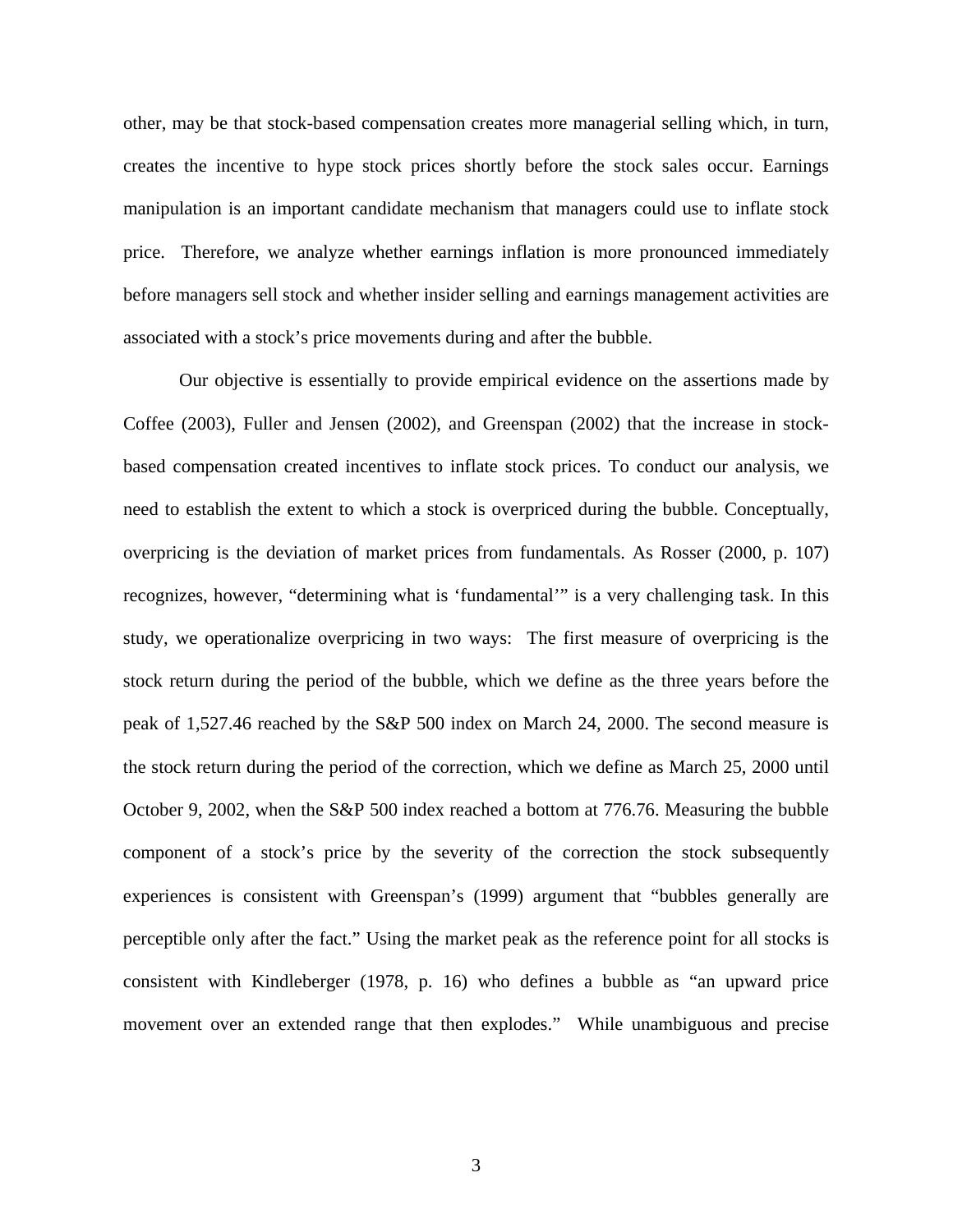other, may be that stock-based compensation creates more managerial selling which, in turn, creates the incentive to hype stock prices shortly before the stock sales occur. Earnings manipulation is an important candidate mechanism that managers could use to inflate stock price. Therefore, we analyze whether earnings inflation is more pronounced immediately before managers sell stock and whether insider selling and earnings management activities are associated with a stock's price movements during and after the bubble.

Our objective is essentially to provide empirical evidence on the assertions made by Coffee (2003), Fuller and Jensen (2002), and Greenspan (2002) that the increase in stock-based compensation created incentives to inflate stock prices. To conduct our analysis, we need to establish the extent to which a stock is overpriced during the bubble. Conceptually, overpricing is the deviation of market prices from fundamentals. As Rosser (2000, p. 107) recognizes, however, "determining what is 'fundamental'" is a very challenging task. In this study, we operationalize overpricing in two ways: The first measure of overpricing is the stock return during the period of the bubble, which we define as the three years before the peak of 1,527.46 reached by the S&P 500 index on March 24, 2000. The second measure is the stock return during the period of the correction, which we define as March 25, 2000 until October 9, 2002, when the S&P 500 index reached a bottom at 776.76. Measuring the bubble component of a stock's price by the severity of the correction the stock subsequently experiences is consistent with Greenspan's (1999) argument that "bubbles generally are perceptible only after the fact." Using the market peak as the reference point for all stocks is consistent with Kindleberger (1978, p. 16) who defines a bubble as "an upward price movement over an extended range that then explodes." While unambiguous and precise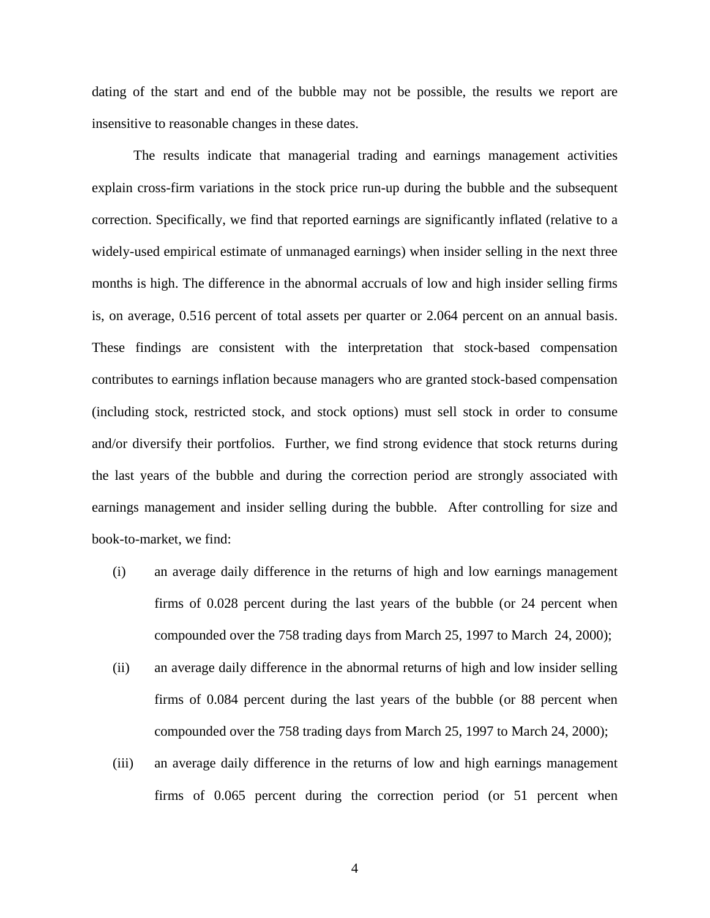dating of the start and end of the bubble may not be possible, the results we report are insensitive to reasonable changes in these dates.

The results indicate that managerial trading and earnings management activities explain cross-firm variations in the stock price run-up during the bubble and the subsequent correction. Specifically, we find that reported earnings are significantly inflated (relative to a widely-used empirical estimate of unmanaged earnings) when insider selling in the next three months is high. The difference in the abnormal accruals of low and high insider selling firms is, on average, 0.516 percent of total assets per quarter or 2.064 percent on an annual basis. These findings are consistent with the interpretation that stock-based compensation contributes to earnings inflation because managers who are granted stock-based compensation (including stock, restricted stock, and stock options) must sell stock in order to consume and/or diversify their portfolios. Further, we find strong evidence that stock returns during the last years of the bubble and during the correction period are strongly associated with earnings management and insider selling during the bubble. After controlling for size and book-to-market, we find:

(i) an average daily difference in the returns of high and low earnings management firms of 0.028 percent during the last years of the bubble (or 24 percent when compounded over the 758 trading days from March 25, 1997 to March 24, 2000);

(ii) an average daily difference in the abnormal returns of high and low insider selling firms of 0.084 percent during the last years of the bubble (or 88 percent when compounded over the 758 trading days from March 25, 1997 to March 24, 2000);

(iii) an average daily difference in the returns of low and high earnings management firms of 0.065 percent during the correction period (or 51 percent when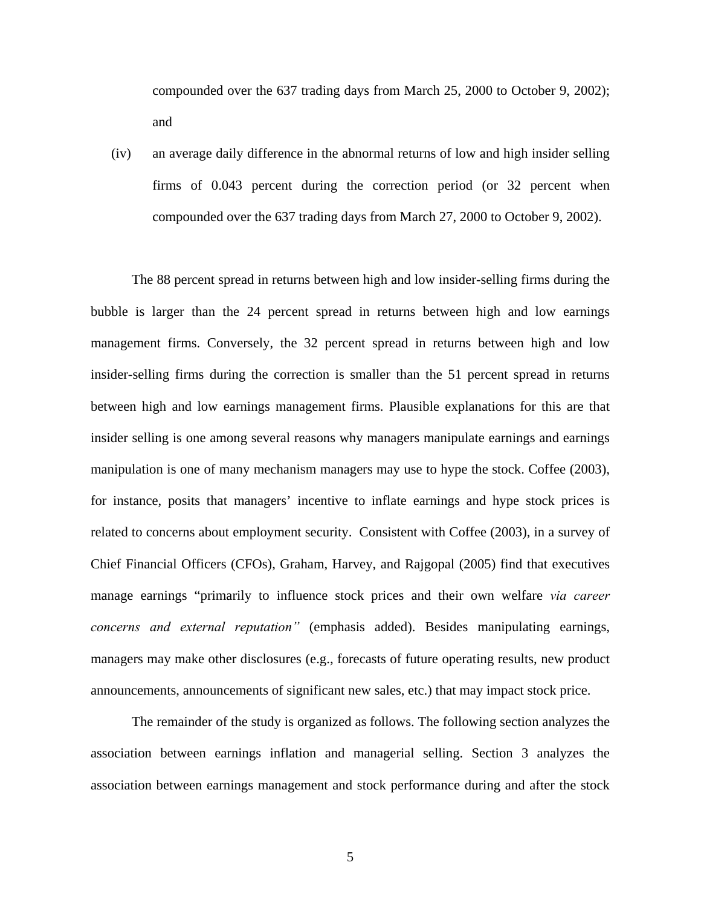compounded over the 637 trading days from March 25, 2000 to October 9, 2002); and

(iv) an average daily difference in the abnormal returns of low and high insider selling firms of 0.043 percent during the correction period (or 32 percent when compounded over the 637 trading days from March 27, 2000 to October 9, 2002).

The 88 percent spread in returns between high and low insider-selling firms during the bubble is larger than the 24 percent spread in returns between high and low earnings management firms. Conversely, the 32 percent spread in returns between high and low insider-selling firms during the correction is smaller than the 51 percent spread in returns between high and low earnings management firms. Plausible explanations for this are that insider selling is one among several reasons why managers manipulate earnings and earnings manipulation is one of many mechanism managers may use to hype the stock. Coffee (2003), for instance, posits that managers' incentive to inflate earnings and hype stock prices is related to concerns about employment security. Consistent with Coffee (2003), in a survey of Chief Financial Officers (CFOs), Graham, Harvey, and Rajgopal (2005) find that executives manage earnings "primarily to influence stock prices and their own welfare *via career concerns and external reputation"* (emphasis added). Besides manipulating earnings, managers may make other disclosures (e.g., forecasts of future operating results, new product announcements, announcements of significant new sales, etc.) that may impact stock price.

The remainder of the study is organized as follows. The following section analyzes the association between earnings inflation and managerial selling. Section 3 analyzes the association between earnings management and stock performance during and after the stock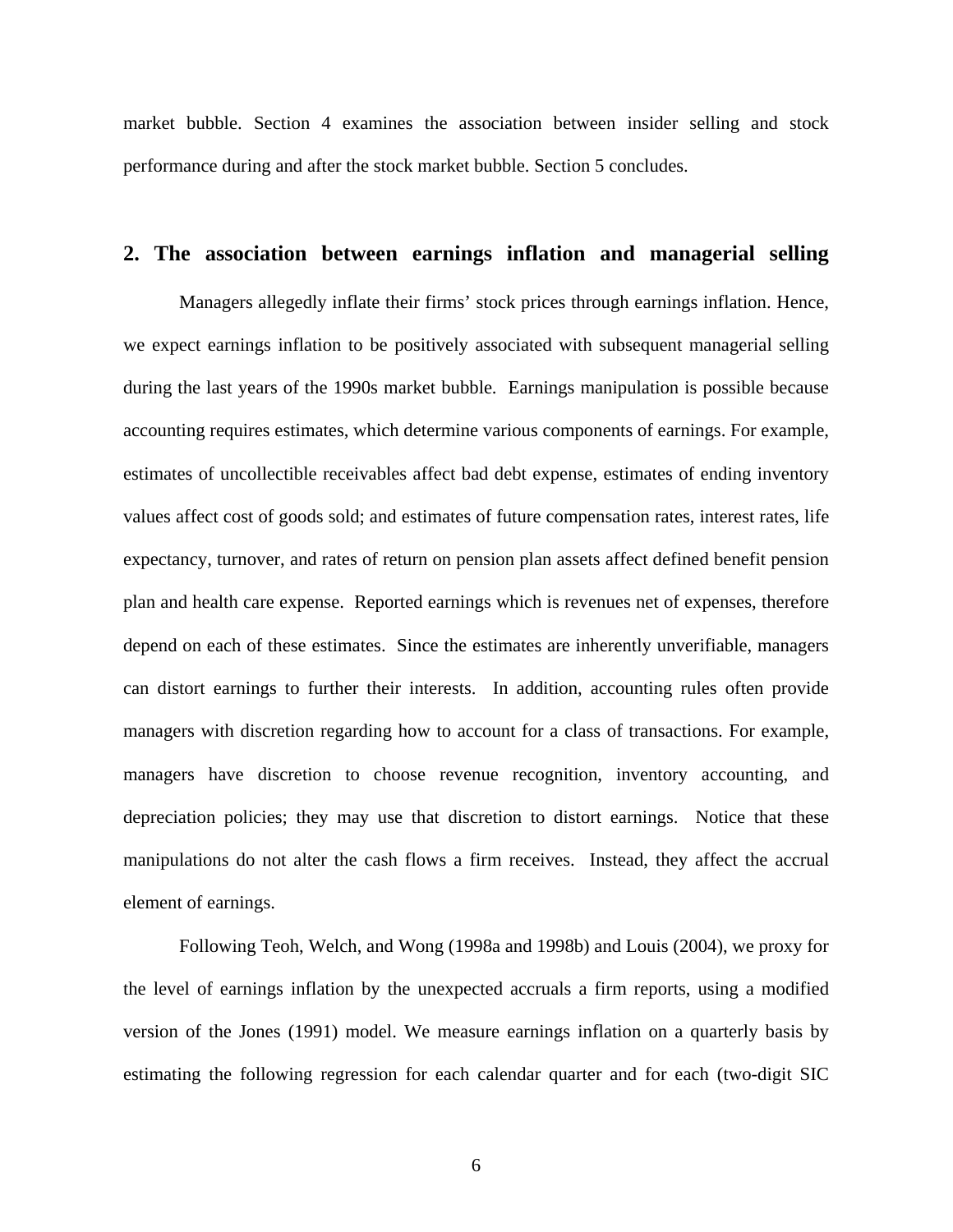market bubble. Section 4 examines the association between insider selling and stock performance during and after the stock market bubble. Section 5 concludes.

## 2. The association between earnings inflation and managerial selling

Managers allegedly inflate their firms' stock prices through earnings inflation. Hence, we expect earnings inflation to be positively associated with subsequent managerial selling during the last years of the 1990s market bubble. Earnings manipulation is possible because accounting requires estimates, which determine various components of earnings. For example, estimates of uncollectible receivables affect bad debt expense, estimates of ending inventory values affect cost of goods sold; and estimates of future compensation rates, interest rates, life expectancy, turnover, and rates of return on pension plan assets affect defined benefit pension plan and health care expense. Reported earnings which is revenues net of expenses, therefore depend on each of these estimates. Since the estimates are inherently unverifiable, managers can distort earnings to further their interests. In addition, accounting rules often provide managers with discretion regarding how to account for a class of transactions. For example, managers have discretion to choose revenue recognition, inventory accounting, and depreciation policies; they may use that discretion to distort earnings. Notice that these manipulations do not alter the cash flows a firm receives. Instead, they affect the accrual element of earnings.

Following Teoh, Welch, and Wong (1998a and 1998b) and Louis (2004), we proxy for the level of earnings inflation by the unexpected accruals a firm reports, using a modified version of the Jones (1991) model. We measure earnings inflation on a quarterly basis by estimating the following regression for each calendar quarter and for each (two-digit SIC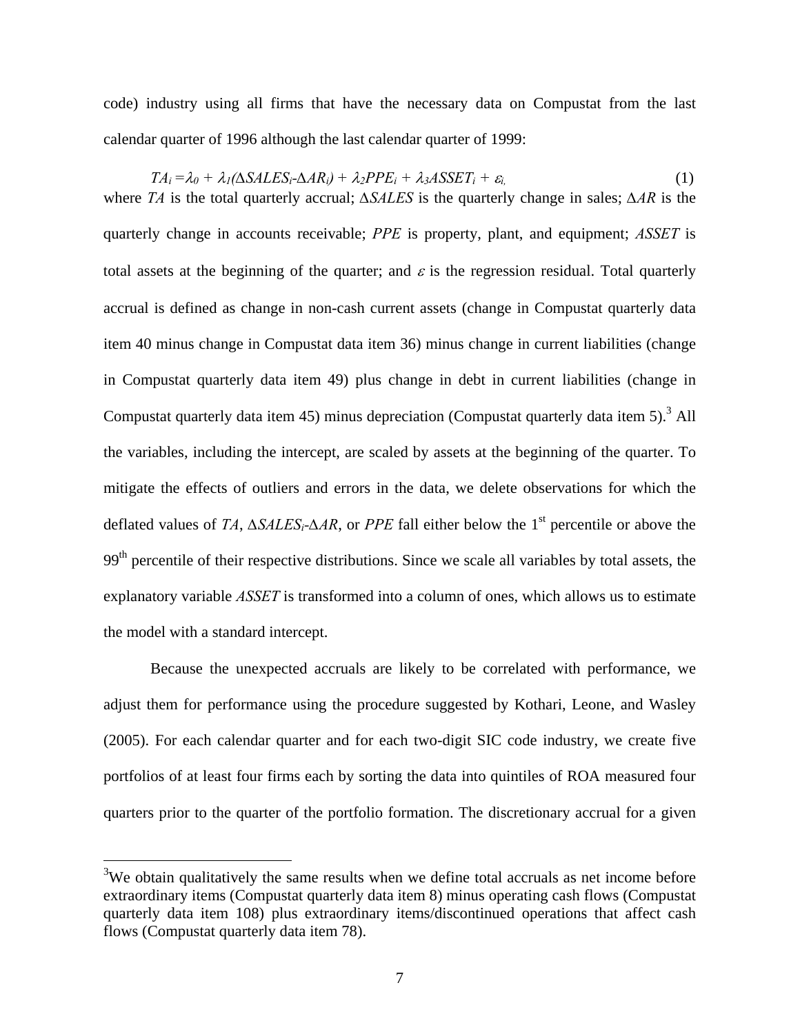code) industry using all firms that have the necessary data on Compustat from the last calendar quarter of 1996 although the last calendar quarter of 1999:

$$TA_i = \lambda_0 + \lambda_1(\Delta SALES_i - \Delta AR_i) + \lambda_2 PPE_i + \lambda_3 ASSET_i + \varepsilon_{i,} \quad (1)$$

where *TA* is the total quarterly accrual; $\Delta SALES$ is the quarterly change in sales; $\Delta AR$ is the quarterly change in accounts receivable; *PPE* is property, plant, and equipment; *ASSET* is total assets at the beginning of the quarter; and $\varepsilon$ is the regression residual. Total quarterly accrual is defined as change in non-cash current assets (change in Compustat quarterly data item 40 minus change in Compustat data item 36) minus change in current liabilities (change in Compustat quarterly data item 49) plus change in debt in current liabilities (change in Compustat quarterly data item 45) minus depreciation (Compustat quarterly data item 5).[3] All the variables, including the intercept, are scaled by assets at the beginning of the quarter. To mitigate the effects of outliers and errors in the data, we delete observations for which the deflated values of *TA*, $\Delta SALES_i$-$\Delta AR$, or *PPE* fall either below the 1st percentile or above the 99th percentile of their respective distributions. Since we scale all variables by total assets, the explanatory variable *ASSET* is transformed into a column of ones, which allows us to estimate the model with a standard intercept.

Because the unexpected accruals are likely to be correlated with performance, we adjust them for performance using the procedure suggested by Kothari, Leone, and Wasley (2005). For each calendar quarter and for each two-digit SIC code industry, we create five portfolios of at least four firms each by sorting the data into quintiles of ROA measured four quarters prior to the quarter of the portfolio formation. The discretionary accrual for a given

---

[3] We obtain qualitatively the same results when we define total accruals as net income before extraordinary items (Compustat quarterly data item 8) minus operating cash flows (Compustat quarterly data item 108) plus extraordinary items/discontinued operations that affect cash flows (Compustat quarterly data item 78).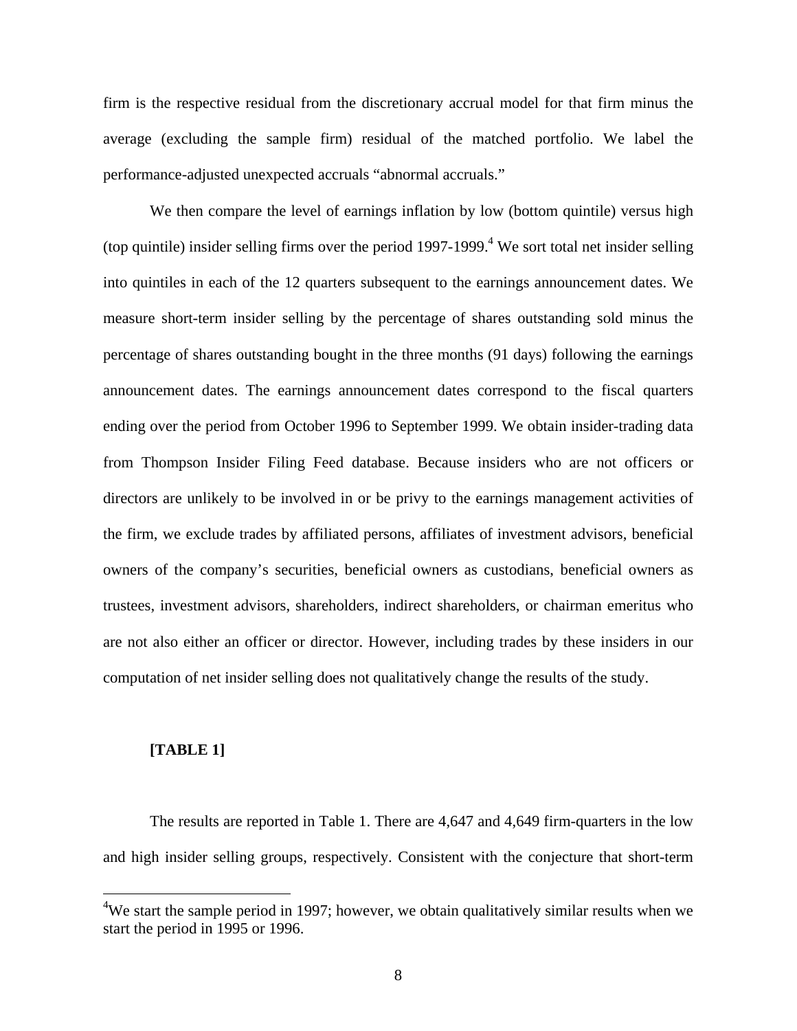firm is the respective residual from the discretionary accrual model for that firm minus the average (excluding the sample firm) residual of the matched portfolio. We label the performance-adjusted unexpected accruals “abnormal accruals.”

We then compare the level of earnings inflation by low (bottom quintile) versus high (top quintile) insider selling firms over the period 1997-1999.[4] We sort total net insider selling into quintiles in each of the 12 quarters subsequent to the earnings announcement dates. We measure short-term insider selling by the percentage of shares outstanding sold minus the percentage of shares outstanding bought in the three months (91 days) following the earnings announcement dates. The earnings announcement dates correspond to the fiscal quarters ending over the period from October 1996 to September 1999. We obtain insider-trading data from Thompson Insider Filing Feed database. Because insiders who are not officers or directors are unlikely to be involved in or be privy to the earnings management activities of the firm, we exclude trades by affiliated persons, affiliates of investment advisors, beneficial owners of the company’s securities, beneficial owners as custodians, beneficial owners as trustees, investment advisors, shareholders, indirect shareholders, or chairman emeritus who are not also either an officer or director. However, including trades by these insiders in our computation of net insider selling does not qualitatively change the results of the study.

**[TABLE 1]**

The results are reported in Table 1. There are 4,647 and 4,649 firm-quarters in the low and high insider selling groups, respectively. Consistent with the conjecture that short-term

[4]We start the sample period in 1997; however, we obtain qualitatively similar results when we start the period in 1995 or 1996.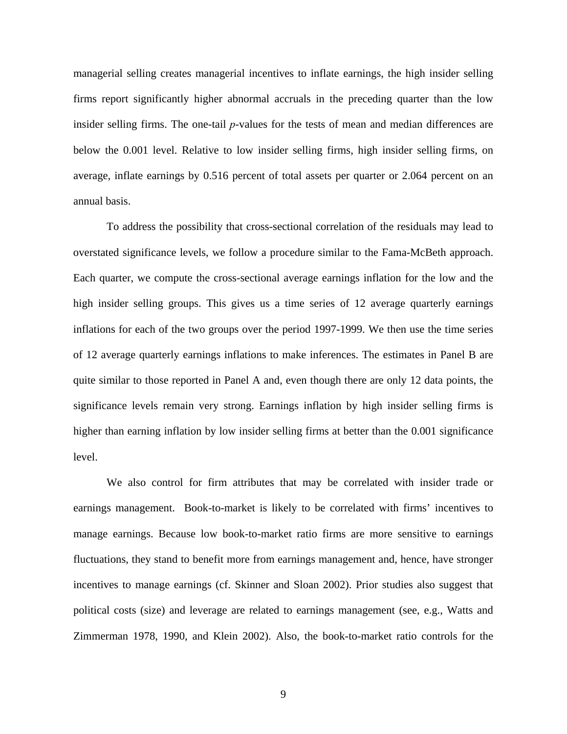managerial selling creates managerial incentives to inflate earnings, the high insider selling firms report significantly higher abnormal accruals in the preceding quarter than the low insider selling firms. The one-tail *p*-values for the tests of mean and median differences are below the 0.001 level. Relative to low insider selling firms, high insider selling firms, on average, inflate earnings by 0.516 percent of total assets per quarter or 2.064 percent on an annual basis.

To address the possibility that cross-sectional correlation of the residuals may lead to overstated significance levels, we follow a procedure similar to the Fama-McBeth approach. Each quarter, we compute the cross-sectional average earnings inflation for the low and the high insider selling groups. This gives us a time series of 12 average quarterly earnings inflations for each of the two groups over the period 1997-1999. We then use the time series of 12 average quarterly earnings inflations to make inferences. The estimates in Panel B are quite similar to those reported in Panel A and, even though there are only 12 data points, the significance levels remain very strong. Earnings inflation by high insider selling firms is higher than earning inflation by low insider selling firms at better than the 0.001 significance level.

We also control for firm attributes that may be correlated with insider trade or earnings management. Book-to-market is likely to be correlated with firms' incentives to manage earnings. Because low book-to-market ratio firms are more sensitive to earnings fluctuations, they stand to benefit more from earnings management and, hence, have stronger incentives to manage earnings (cf. Skinner and Sloan 2002). Prior studies also suggest that political costs (size) and leverage are related to earnings management (see, e.g., Watts and Zimmerman 1978, 1990, and Klein 2002). Also, the book-to-market ratio controls for the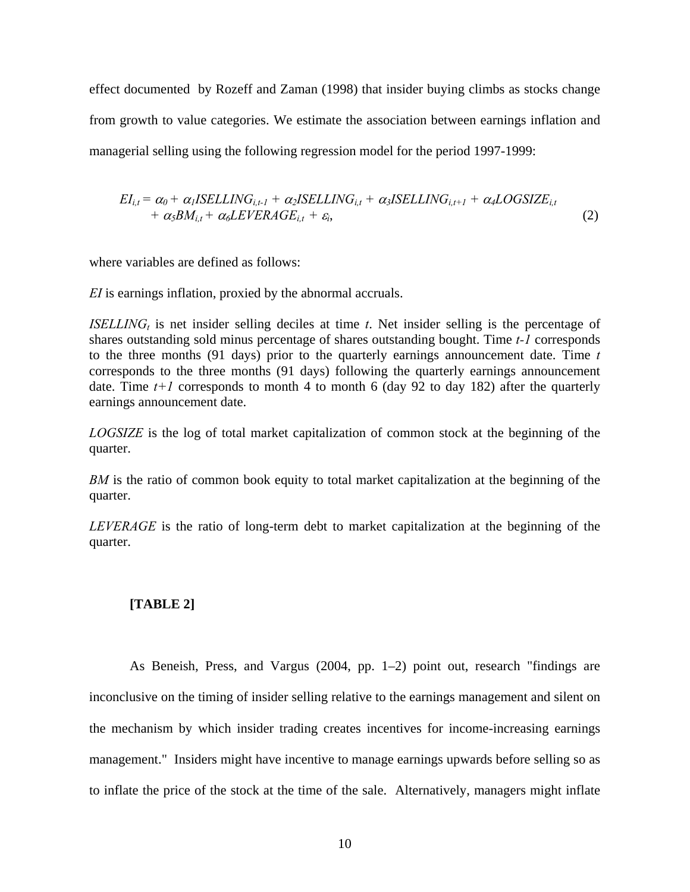effect documented by Rozeff and Zaman (1998) that insider buying climbs as stocks change from growth to value categories. We estimate the association between earnings inflation and managerial selling using the following regression model for the period 1997-1999:

$$EI_{i,t} = \alpha_0 + \alpha_1 ISELLING_{i,t-1} + \alpha_2 ISELLING_{i,t} + \alpha_3 ISELLING_{i,t+1} + \alpha_4 LOGSIZE_{i,t} + \alpha_5 BM_{i,t} + \alpha_6 LEVERAGE_{i,t} + \varepsilon_i, \tag{2}$$

where variables are defined as follows:

*EI* is earnings inflation, proxied by the abnormal accruals.

$ISELLING_t$ is net insider selling deciles at time $t$. Net insider selling is the percentage of shares outstanding sold minus percentage of shares outstanding bought. Time $t-1$ corresponds to the three months (91 days) prior to the quarterly earnings announcement date. Time $t$ corresponds to the three months (91 days) following the quarterly earnings announcement date. Time $t+1$ corresponds to month 4 to month 6 (day 92 to day 182) after the quarterly earnings announcement date.

*LOGSIZE* is the log of total market capitalization of common stock at the beginning of the quarter.

*BM* is the ratio of common book equity to total market capitalization at the beginning of the quarter.

*LEVERAGE* is the ratio of long-term debt to market capitalization at the beginning of the quarter.

**[TABLE 2]**

As Beneish, Press, and Vargus (2004, pp. 1–2) point out, research "findings are inconclusive on the timing of insider selling relative to the earnings management and silent on the mechanism by which insider trading creates incentives for income-increasing earnings management." Insiders might have incentive to manage earnings upwards before selling so as to inflate the price of the stock at the time of the sale. Alternatively, managers might inflate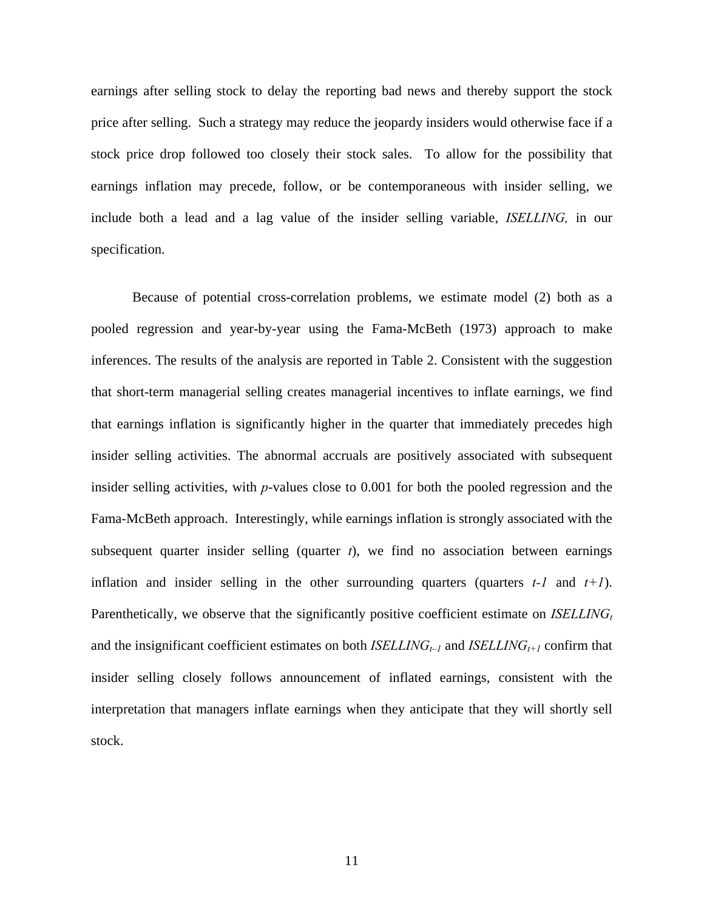earnings after selling stock to delay the reporting bad news and thereby support the stock price after selling. Such a strategy may reduce the jeopardy insiders would otherwise face if a stock price drop followed too closely their stock sales. To allow for the possibility that earnings inflation may precede, follow, or be contemporaneous with insider selling, we include both a lead and a lag value of the insider selling variable, *ISELLING,* in our specification.

Because of potential cross-correlation problems, we estimate model (2) both as a pooled regression and year-by-year using the Fama-McBeth (1973) approach to make inferences. The results of the analysis are reported in Table 2. Consistent with the suggestion that short-term managerial selling creates managerial incentives to inflate earnings, we find that earnings inflation is significantly higher in the quarter that immediately precedes high insider selling activities. The abnormal accruals are positively associated with subsequent insider selling activities, with *p*-values close to 0.001 for both the pooled regression and the Fama-McBeth approach. Interestingly, while earnings inflation is strongly associated with the subsequent quarter insider selling (quarter *t*), we find no association between earnings inflation and insider selling in the other surrounding quarters (quarters *t-1* and *t+1*). Parenthetically, we observe that the significantly positive coefficient estimate on $ISELLING_t$ and the insignificant coefficient estimates on both $ISELLING_{t-1}$ and $ISELLING_{t+1}$ confirm that insider selling closely follows announcement of inflated earnings, consistent with the interpretation that managers inflate earnings when they anticipate that they will shortly sell stock.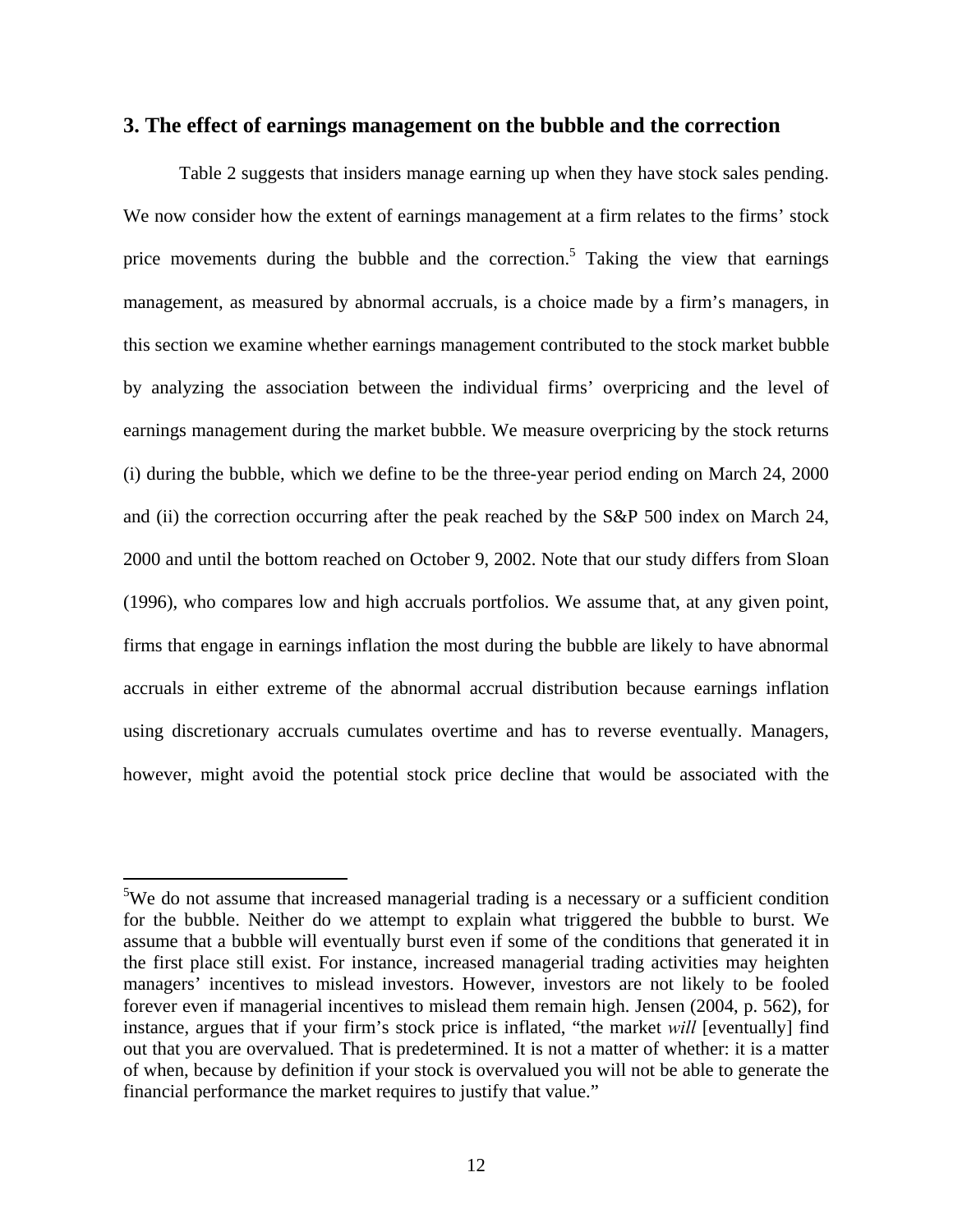## 3. The effect of earnings management on the bubble and the correction

Table 2 suggests that insiders manage earning up when they have stock sales pending. We now consider how the extent of earnings management at a firm relates to the firms' stock price movements during the bubble and the correction.[5] Taking the view that earnings management, as measured by abnormal accruals, is a choice made by a firm's managers, in this section we examine whether earnings management contributed to the stock market bubble by analyzing the association between the individual firms' overpricing and the level of earnings management during the market bubble. We measure overpricing by the stock returns (i) during the bubble, which we define to be the three-year period ending on March 24, 2000 and (ii) the correction occurring after the peak reached by the S&P 500 index on March 24, 2000 and until the bottom reached on October 9, 2002. Note that our study differs from Sloan (1996), who compares low and high accruals portfolios. We assume that, at any given point, firms that engage in earnings inflation the most during the bubble are likely to have abnormal accruals in either extreme of the abnormal accrual distribution because earnings inflation using discretionary accruals cumulates overtime and has to reverse eventually. Managers, however, might avoid the potential stock price decline that would be associated with the

[5]We do not assume that increased managerial trading is a necessary or a sufficient condition for the bubble. Neither do we attempt to explain what triggered the bubble to burst. We assume that a bubble will eventually burst even if some of the conditions that generated it in the first place still exist. For instance, increased managerial trading activities may heighten managers' incentives to mislead investors. However, investors are not likely to be fooled forever even if managerial incentives to mislead them remain high. Jensen (2004, p. 562), for instance, argues that if your firm's stock price is inflated, "the market *will* [eventually] find out that you are overvalued. That is predetermined. It is not a matter of whether: it is a matter of when, because by definition if your stock is overvalued you will not be able to generate the financial performance the market requires to justify that value."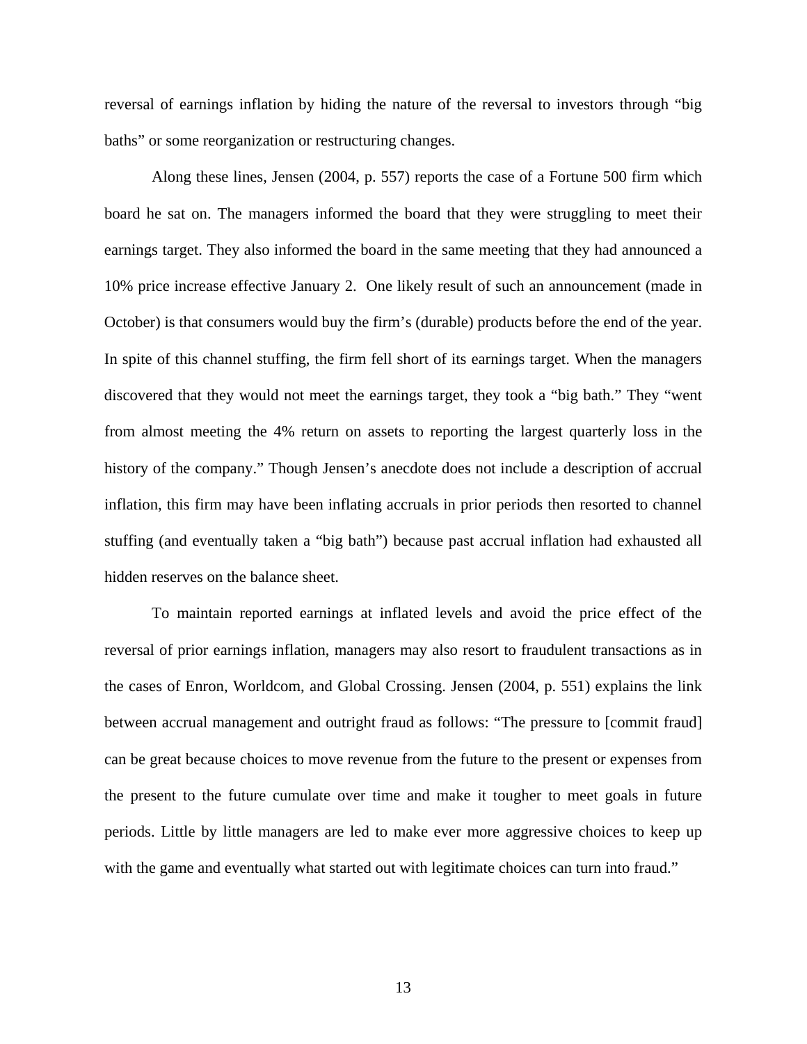reversal of earnings inflation by hiding the nature of the reversal to investors through "big baths" or some reorganization or restructuring changes.

Along these lines, Jensen (2004, p. 557) reports the case of a Fortune 500 firm which board he sat on. The managers informed the board that they were struggling to meet their earnings target. They also informed the board in the same meeting that they had announced a 10% price increase effective January 2. One likely result of such an announcement (made in October) is that consumers would buy the firm's (durable) products before the end of the year. In spite of this channel stuffing, the firm fell short of its earnings target. When the managers discovered that they would not meet the earnings target, they took a "big bath." They "went from almost meeting the 4% return on assets to reporting the largest quarterly loss in the history of the company." Though Jensen's anecdote does not include a description of accrual inflation, this firm may have been inflating accruals in prior periods then resorted to channel stuffing (and eventually taken a "big bath") because past accrual inflation had exhausted all hidden reserves on the balance sheet.

To maintain reported earnings at inflated levels and avoid the price effect of the reversal of prior earnings inflation, managers may also resort to fraudulent transactions as in the cases of Enron, Worldcom, and Global Crossing. Jensen (2004, p. 551) explains the link between accrual management and outright fraud as follows: "The pressure to [commit fraud] can be great because choices to move revenue from the future to the present or expenses from the present to the future cumulate over time and make it tougher to meet goals in future periods. Little by little managers are led to make ever more aggressive choices to keep up with the game and eventually what started out with legitimate choices can turn into fraud."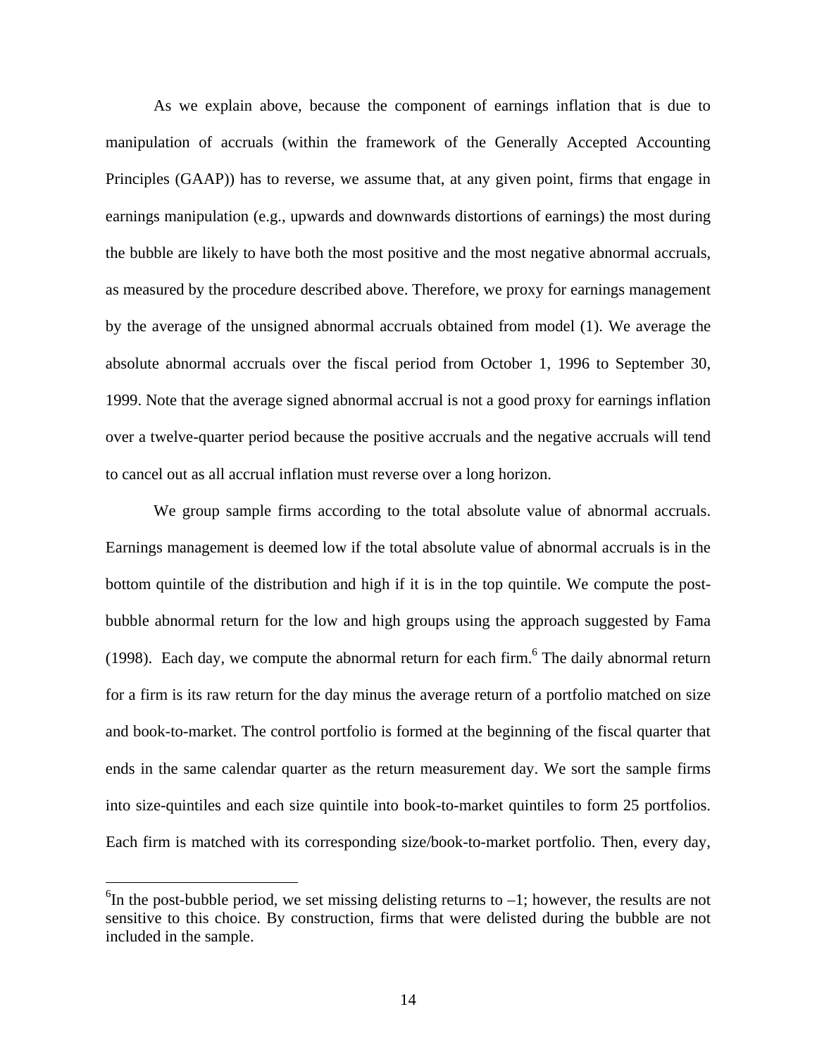As we explain above, because the component of earnings inflation that is due to manipulation of accruals (within the framework of the Generally Accepted Accounting Principles (GAAP)) has to reverse, we assume that, at any given point, firms that engage in earnings manipulation (e.g., upwards and downwards distortions of earnings) the most during the bubble are likely to have both the most positive and the most negative abnormal accruals, as measured by the procedure described above. Therefore, we proxy for earnings management by the average of the unsigned abnormal accruals obtained from model (1). We average the absolute abnormal accruals over the fiscal period from October 1, 1996 to September 30, 1999. Note that the average signed abnormal accrual is not a good proxy for earnings inflation over a twelve-quarter period because the positive accruals and the negative accruals will tend to cancel out as all accrual inflation must reverse over a long horizon.

We group sample firms according to the total absolute value of abnormal accruals. Earnings management is deemed low if the total absolute value of abnormal accruals is in the bottom quintile of the distribution and high if it is in the top quintile. We compute the post-bubble abnormal return for the low and high groups using the approach suggested by Fama (1998). Each day, we compute the abnormal return for each firm.[6] The daily abnormal return for a firm is its raw return for the day minus the average return of a portfolio matched on size and book-to-market. The control portfolio is formed at the beginning of the fiscal quarter that ends in the same calendar quarter as the return measurement day. We sort the sample firms into size-quintiles and each size quintile into book-to-market quintiles to form 25 portfolios. Each firm is matched with its corresponding size/book-to-market portfolio. Then, every day,

---

[6] In the post-bubble period, we set missing delisting returns to –1; however, the results are not sensitive to this choice. By construction, firms that were delisted during the bubble are not included in the sample.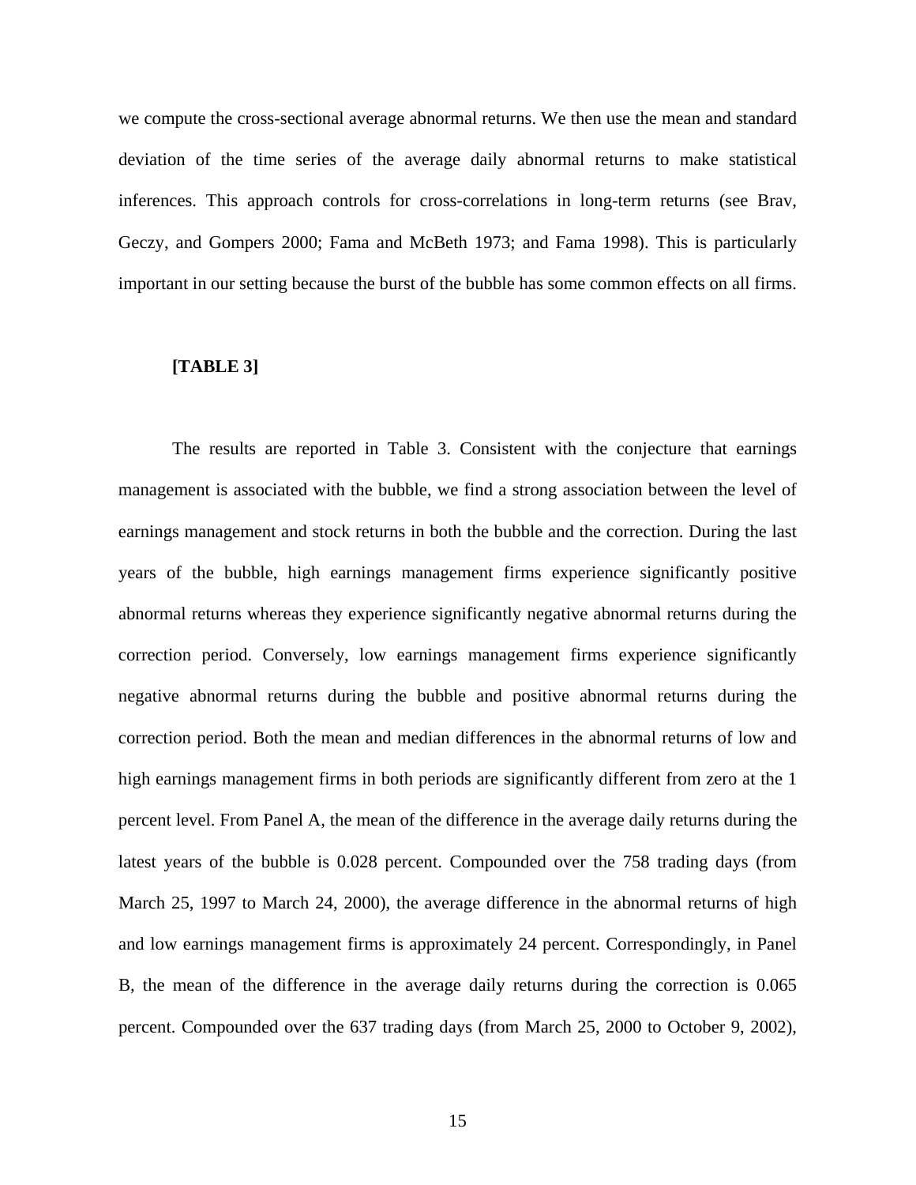we compute the cross-sectional average abnormal returns. We then use the mean and standard deviation of the time series of the average daily abnormal returns to make statistical inferences. This approach controls for cross-correlations in long-term returns (see Brav, Geczy, and Gompers 2000; Fama and McBeth 1973; and Fama 1998). This is particularly important in our setting because the burst of the bubble has some common effects on all firms.

**[TABLE 3]**

The results are reported in Table 3. Consistent with the conjecture that earnings management is associated with the bubble, we find a strong association between the level of earnings management and stock returns in both the bubble and the correction. During the last years of the bubble, high earnings management firms experience significantly positive abnormal returns whereas they experience significantly negative abnormal returns during the correction period. Conversely, low earnings management firms experience significantly negative abnormal returns during the bubble and positive abnormal returns during the correction period. Both the mean and median differences in the abnormal returns of low and high earnings management firms in both periods are significantly different from zero at the 1 percent level. From Panel A, the mean of the difference in the average daily returns during the latest years of the bubble is 0.028 percent. Compounded over the 758 trading days (from March 25, 1997 to March 24, 2000), the average difference in the abnormal returns of high and low earnings management firms is approximately 24 percent. Correspondingly, in Panel B, the mean of the difference in the average daily returns during the correction is 0.065 percent. Compounded over the 637 trading days (from March 25, 2000 to October 9, 2002),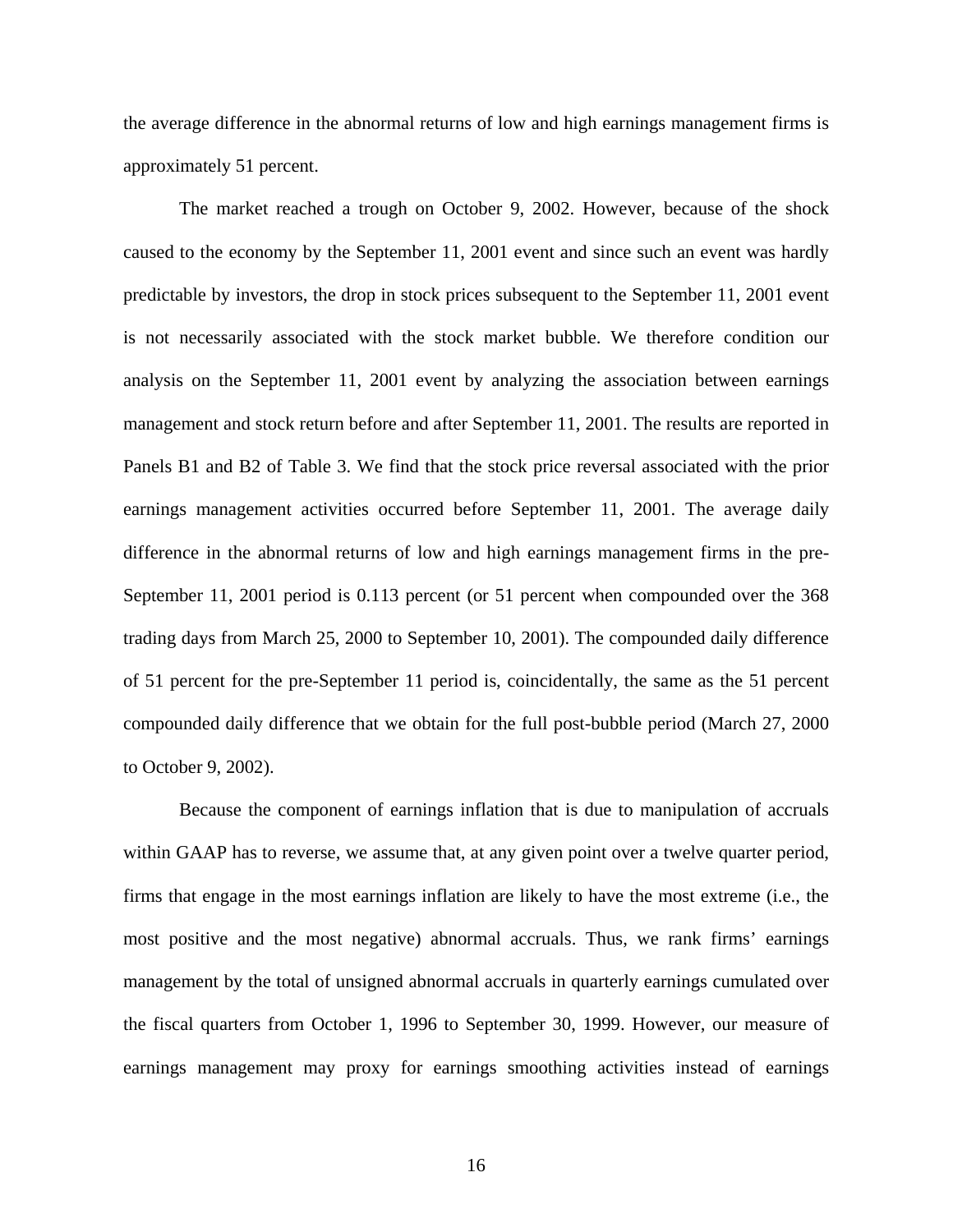the average difference in the abnormal returns of low and high earnings management firms is approximately 51 percent.

The market reached a trough on October 9, 2002. However, because of the shock caused to the economy by the September 11, 2001 event and since such an event was hardly predictable by investors, the drop in stock prices subsequent to the September 11, 2001 event is not necessarily associated with the stock market bubble. We therefore condition our analysis on the September 11, 2001 event by analyzing the association between earnings management and stock return before and after September 11, 2001. The results are reported in Panels B1 and B2 of Table 3. We find that the stock price reversal associated with the prior earnings management activities occurred before September 11, 2001. The average daily difference in the abnormal returns of low and high earnings management firms in the pre-September 11, 2001 period is 0.113 percent (or 51 percent when compounded over the 368 trading days from March 25, 2000 to September 10, 2001). The compounded daily difference of 51 percent for the pre-September 11 period is, coincidentally, the same as the 51 percent compounded daily difference that we obtain for the full post-bubble period (March 27, 2000 to October 9, 2002).

Because the component of earnings inflation that is due to manipulation of accruals within GAAP has to reverse, we assume that, at any given point over a twelve quarter period, firms that engage in the most earnings inflation are likely to have the most extreme (i.e., the most positive and the most negative) abnormal accruals. Thus, we rank firms' earnings management by the total of unsigned abnormal accruals in quarterly earnings cumulated over the fiscal quarters from October 1, 1996 to September 30, 1999. However, our measure of earnings management may proxy for earnings smoothing activities instead of earnings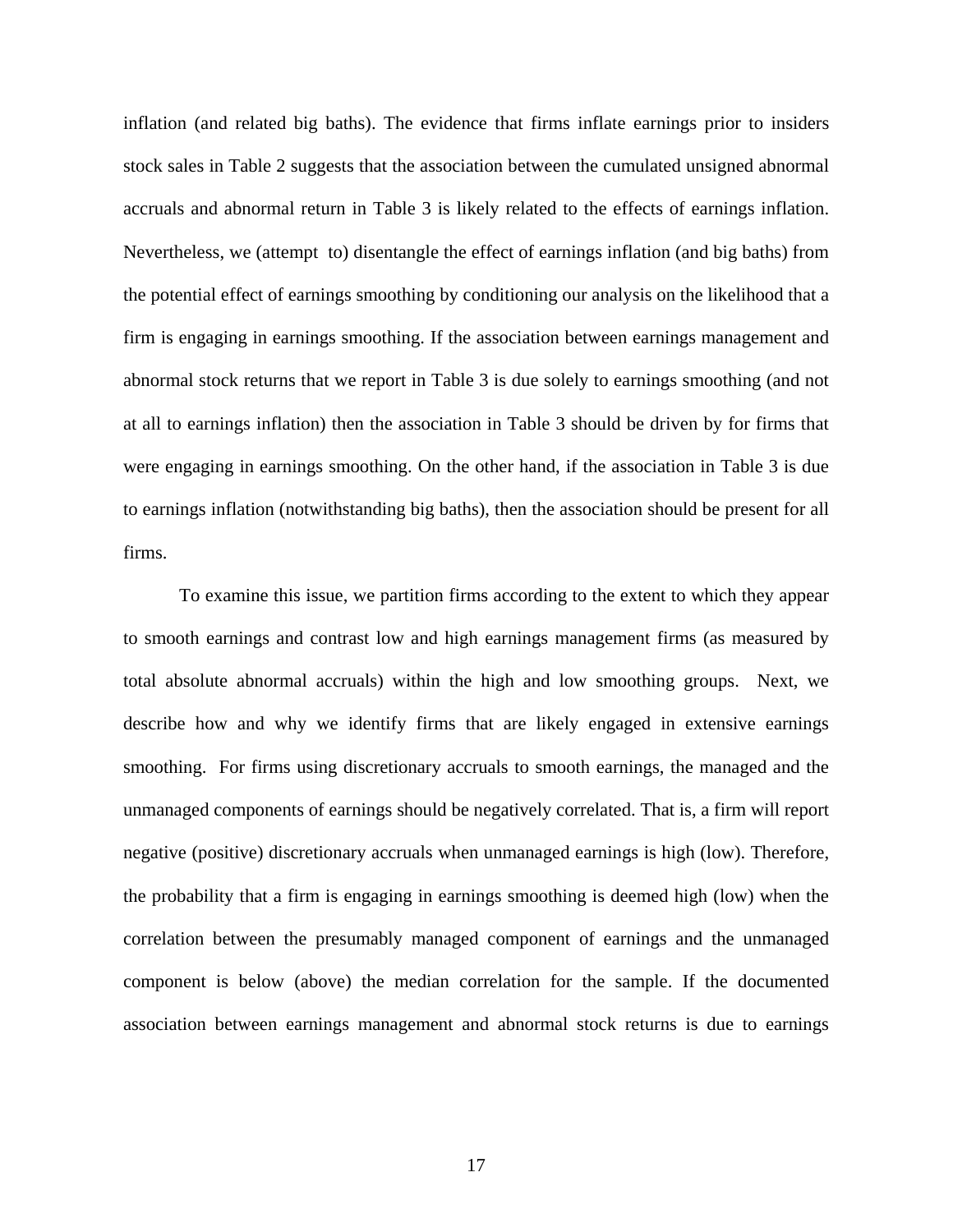inflation (and related big baths). The evidence that firms inflate earnings prior to insiders stock sales in Table 2 suggests that the association between the cumulated unsigned abnormal accruals and abnormal return in Table 3 is likely related to the effects of earnings inflation. Nevertheless, we (attempt to) disentangle the effect of earnings inflation (and big baths) from the potential effect of earnings smoothing by conditioning our analysis on the likelihood that a firm is engaging in earnings smoothing. If the association between earnings management and abnormal stock returns that we report in Table 3 is due solely to earnings smoothing (and not at all to earnings inflation) then the association in Table 3 should be driven by for firms that were engaging in earnings smoothing. On the other hand, if the association in Table 3 is due to earnings inflation (notwithstanding big baths), then the association should be present for all firms.

To examine this issue, we partition firms according to the extent to which they appear to smooth earnings and contrast low and high earnings management firms (as measured by total absolute abnormal accruals) within the high and low smoothing groups. Next, we describe how and why we identify firms that are likely engaged in extensive earnings smoothing. For firms using discretionary accruals to smooth earnings, the managed and the unmanaged components of earnings should be negatively correlated. That is, a firm will report negative (positive) discretionary accruals when unmanaged earnings is high (low). Therefore, the probability that a firm is engaging in earnings smoothing is deemed high (low) when the correlation between the presumably managed component of earnings and the unmanaged component is below (above) the median correlation for the sample. If the documented association between earnings management and abnormal stock returns is due to earnings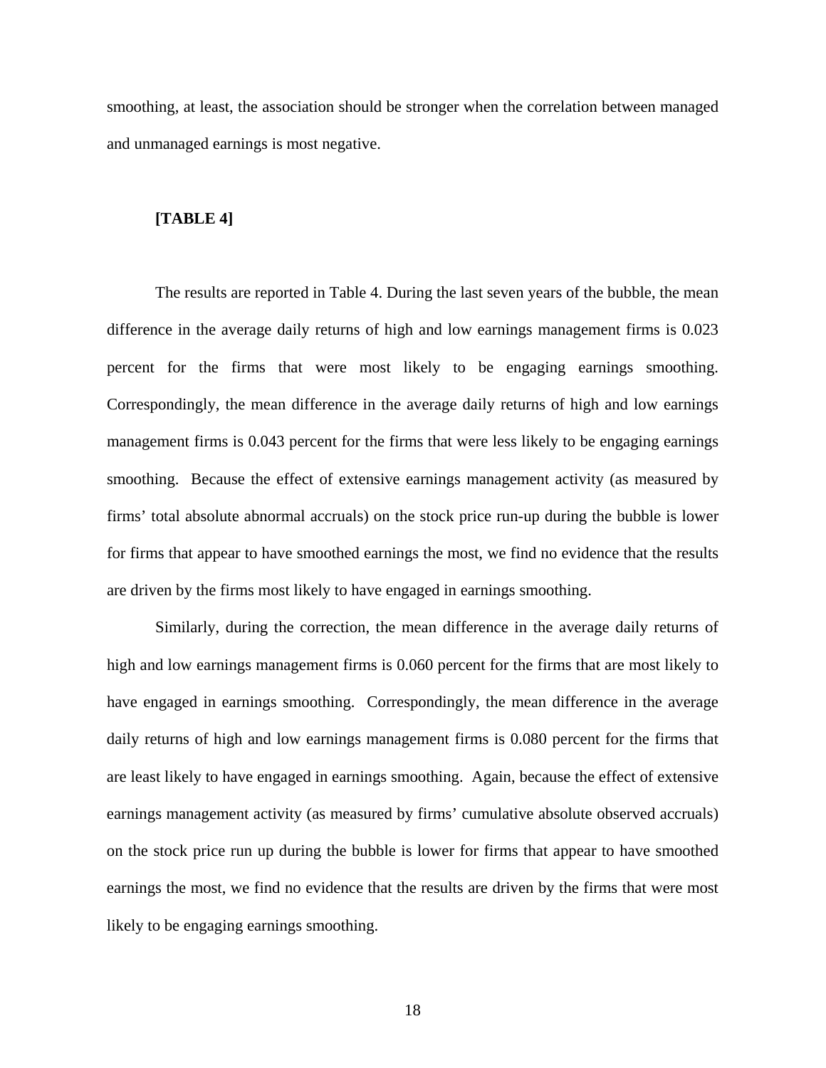smoothing, at least, the association should be stronger when the correlation between managed and unmanaged earnings is most negative.

**[TABLE 4]**

The results are reported in Table 4. During the last seven years of the bubble, the mean difference in the average daily returns of high and low earnings management firms is 0.023 percent for the firms that were most likely to be engaging earnings smoothing. Correspondingly, the mean difference in the average daily returns of high and low earnings management firms is 0.043 percent for the firms that were less likely to be engaging earnings smoothing. Because the effect of extensive earnings management activity (as measured by firms' total absolute abnormal accruals) on the stock price run-up during the bubble is lower for firms that appear to have smoothed earnings the most, we find no evidence that the results are driven by the firms most likely to have engaged in earnings smoothing.

Similarly, during the correction, the mean difference in the average daily returns of high and low earnings management firms is 0.060 percent for the firms that are most likely to have engaged in earnings smoothing. Correspondingly, the mean difference in the average daily returns of high and low earnings management firms is 0.080 percent for the firms that are least likely to have engaged in earnings smoothing. Again, because the effect of extensive earnings management activity (as measured by firms' cumulative absolute observed accruals) on the stock price run up during the bubble is lower for firms that appear to have smoothed earnings the most, we find no evidence that the results are driven by the firms that were most likely to be engaging earnings smoothing.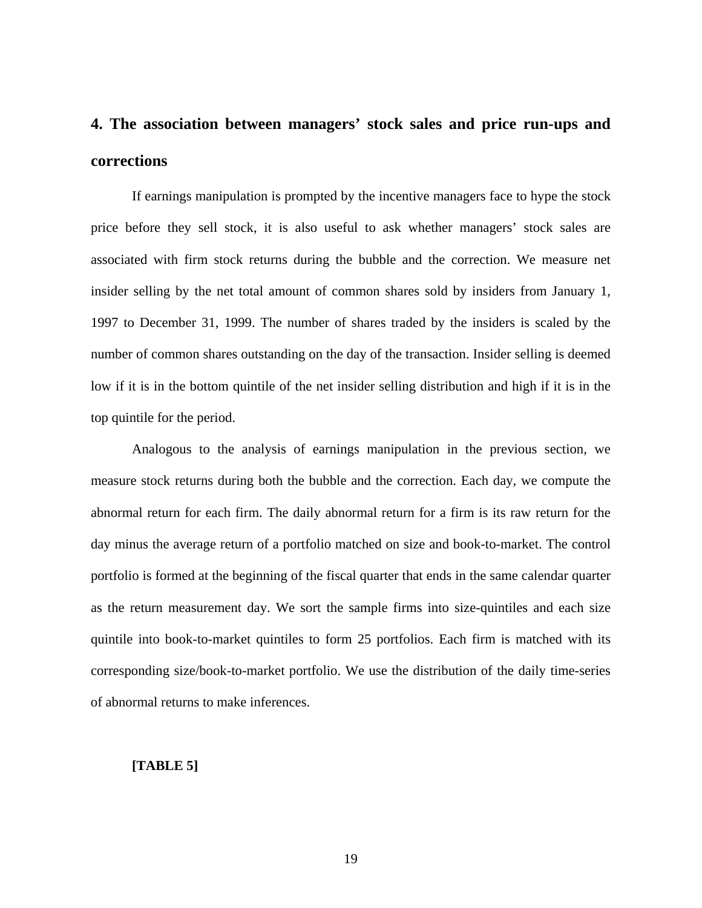## 4. The association between managers' stock sales and price run-ups and corrections

If earnings manipulation is prompted by the incentive managers face to hype the stock price before they sell stock, it is also useful to ask whether managers' stock sales are associated with firm stock returns during the bubble and the correction. We measure net insider selling by the net total amount of common shares sold by insiders from January 1, 1997 to December 31, 1999. The number of shares traded by the insiders is scaled by the number of common shares outstanding on the day of the transaction. Insider selling is deemed low if it is in the bottom quintile of the net insider selling distribution and high if it is in the top quintile for the period.

Analogous to the analysis of earnings manipulation in the previous section, we measure stock returns during both the bubble and the correction. Each day, we compute the abnormal return for each firm. The daily abnormal return for a firm is its raw return for the day minus the average return of a portfolio matched on size and book-to-market. The control portfolio is formed at the beginning of the fiscal quarter that ends in the same calendar quarter as the return measurement day. We sort the sample firms into size-quintiles and each size quintile into book-to-market quintiles to form 25 portfolios. Each firm is matched with its corresponding size/book-to-market portfolio. We use the distribution of the daily time-series of abnormal returns to make inferences.

**[TABLE 5]**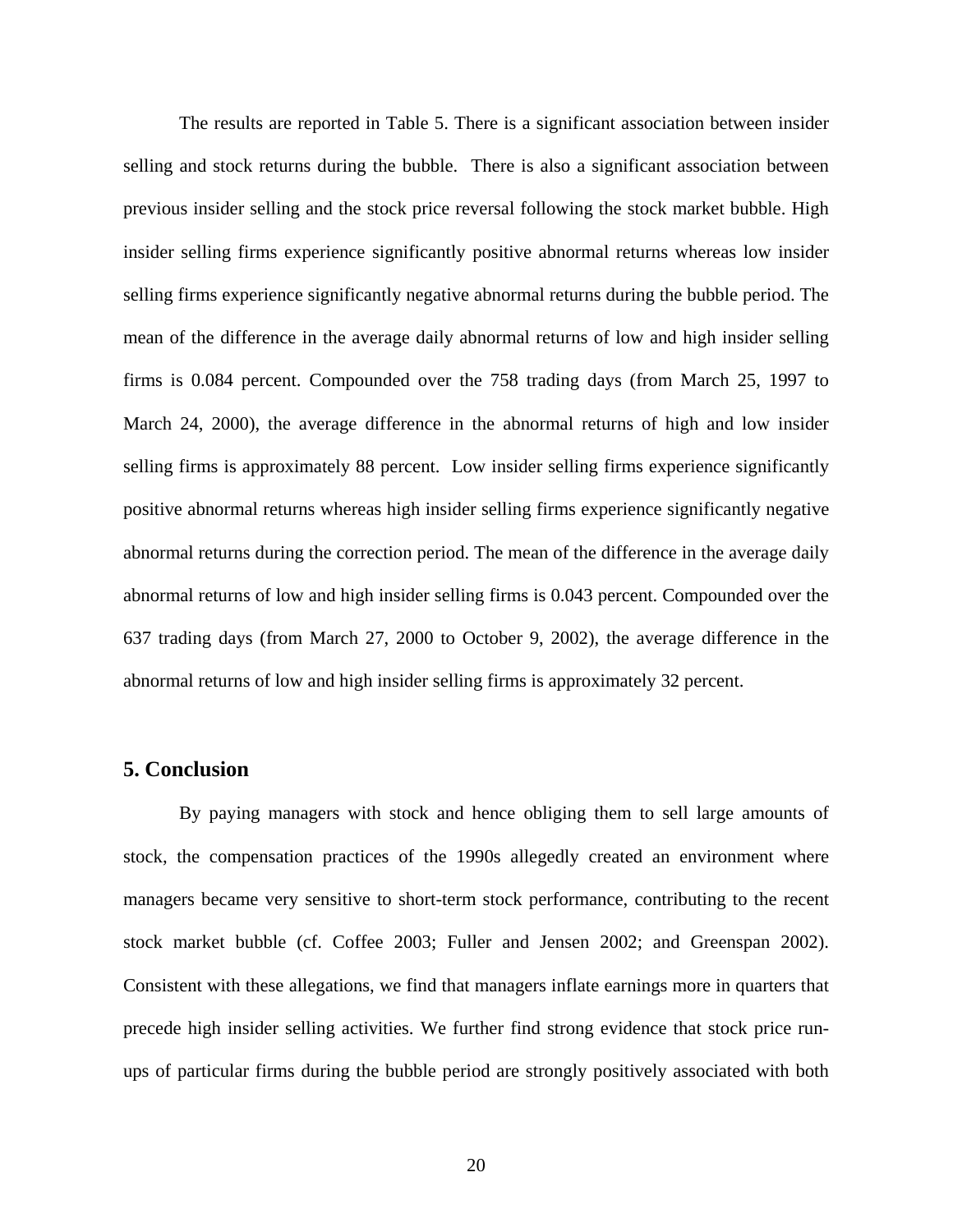The results are reported in Table 5. There is a significant association between insider selling and stock returns during the bubble. There is also a significant association between previous insider selling and the stock price reversal following the stock market bubble. High insider selling firms experience significantly positive abnormal returns whereas low insider selling firms experience significantly negative abnormal returns during the bubble period. The mean of the difference in the average daily abnormal returns of low and high insider selling firms is 0.084 percent. Compounded over the 758 trading days (from March 25, 1997 to March 24, 2000), the average difference in the abnormal returns of high and low insider selling firms is approximately 88 percent. Low insider selling firms experience significantly positive abnormal returns whereas high insider selling firms experience significantly negative abnormal returns during the correction period. The mean of the difference in the average daily abnormal returns of low and high insider selling firms is 0.043 percent. Compounded over the 637 trading days (from March 27, 2000 to October 9, 2002), the average difference in the abnormal returns of low and high insider selling firms is approximately 32 percent.

## 5. Conclusion

By paying managers with stock and hence obliging them to sell large amounts of stock, the compensation practices of the 1990s allegedly created an environment where managers became very sensitive to short-term stock performance, contributing to the recent stock market bubble (cf. Coffee 2003; Fuller and Jensen 2002; and Greenspan 2002). Consistent with these allegations, we find that managers inflate earnings more in quarters that precede high insider selling activities. We further find strong evidence that stock price run-ups of particular firms during the bubble period are strongly positively associated with both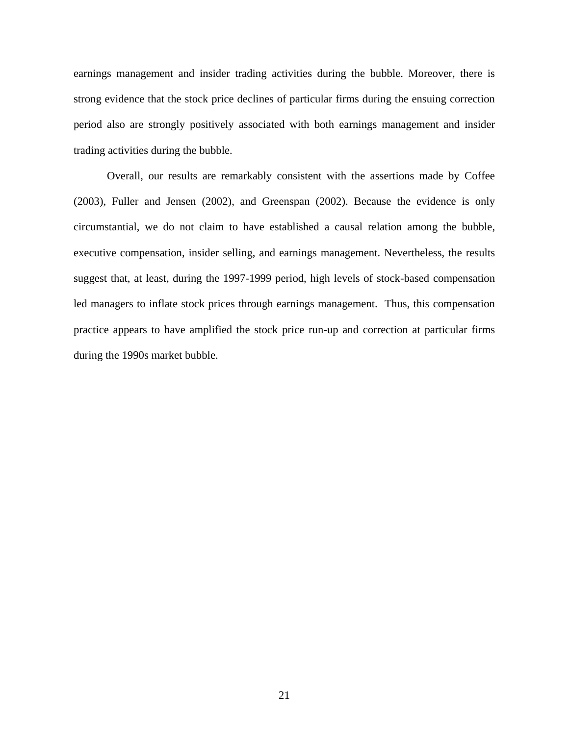earnings management and insider trading activities during the bubble. Moreover, there is strong evidence that the stock price declines of particular firms during the ensuing correction period also are strongly positively associated with both earnings management and insider trading activities during the bubble.

Overall, our results are remarkably consistent with the assertions made by Coffee (2003), Fuller and Jensen (2002), and Greenspan (2002). Because the evidence is only circumstantial, we do not claim to have established a causal relation among the bubble, executive compensation, insider selling, and earnings management. Nevertheless, the results suggest that, at least, during the 1997-1999 period, high levels of stock-based compensation led managers to inflate stock prices through earnings management. Thus, this compensation practice appears to have amplified the stock price run-up and correction at particular firms during the 1990s market bubble.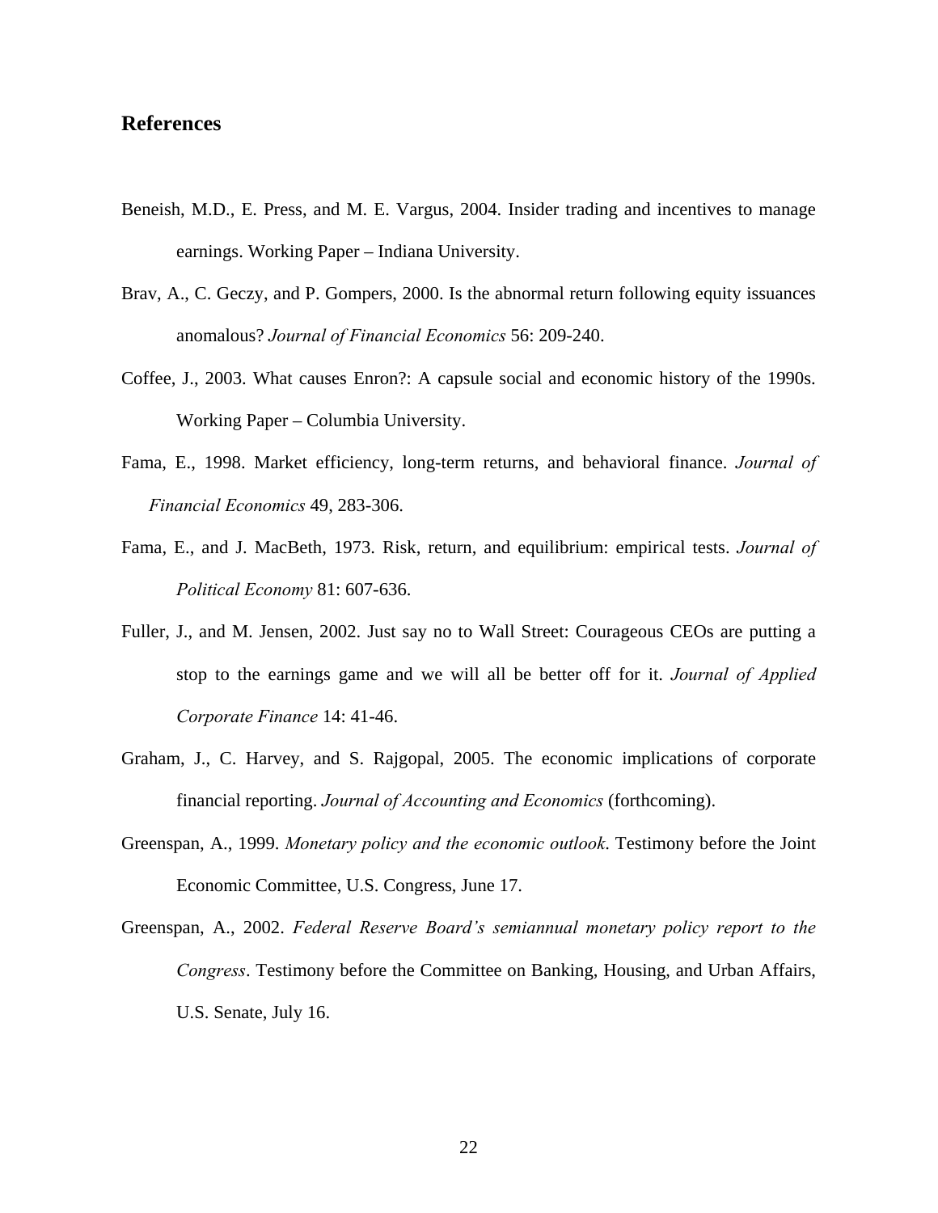## References

Beneish, M.D., E. Press, and M. E. Vargus, 2004. Insider trading and incentives to manage earnings. Working Paper – Indiana University.

Brav, A., C. Geczy, and P. Gompers, 2000. Is the abnormal return following equity issuances anomalous? *Journal of Financial Economics* 56: 209-240.

Coffee, J., 2003. What causes Enron?: A capsule social and economic history of the 1990s. Working Paper – Columbia University.

Fama, E., 1998. Market efficiency, long-term returns, and behavioral finance. *Journal of Financial Economics* 49, 283-306.

Fama, E., and J. MacBeth, 1973. Risk, return, and equilibrium: empirical tests. *Journal of Political Economy* 81: 607-636.

Fuller, J., and M. Jensen, 2002. Just say no to Wall Street: Courageous CEOs are putting a stop to the earnings game and we will all be better off for it. *Journal of Applied Corporate Finance* 14: 41-46.

Graham, J., C. Harvey, and S. Rajgopal, 2005. The economic implications of corporate financial reporting. *Journal of Accounting and Economics* (forthcoming).

Greenspan, A., 1999. *Monetary policy and the economic outlook*. Testimony before the Joint Economic Committee, U.S. Congress, June 17.

Greenspan, A., 2002. *Federal Reserve Board's semiannual monetary policy report to the Congress*. Testimony before the Committee on Banking, Housing, and Urban Affairs, U.S. Senate, July 16.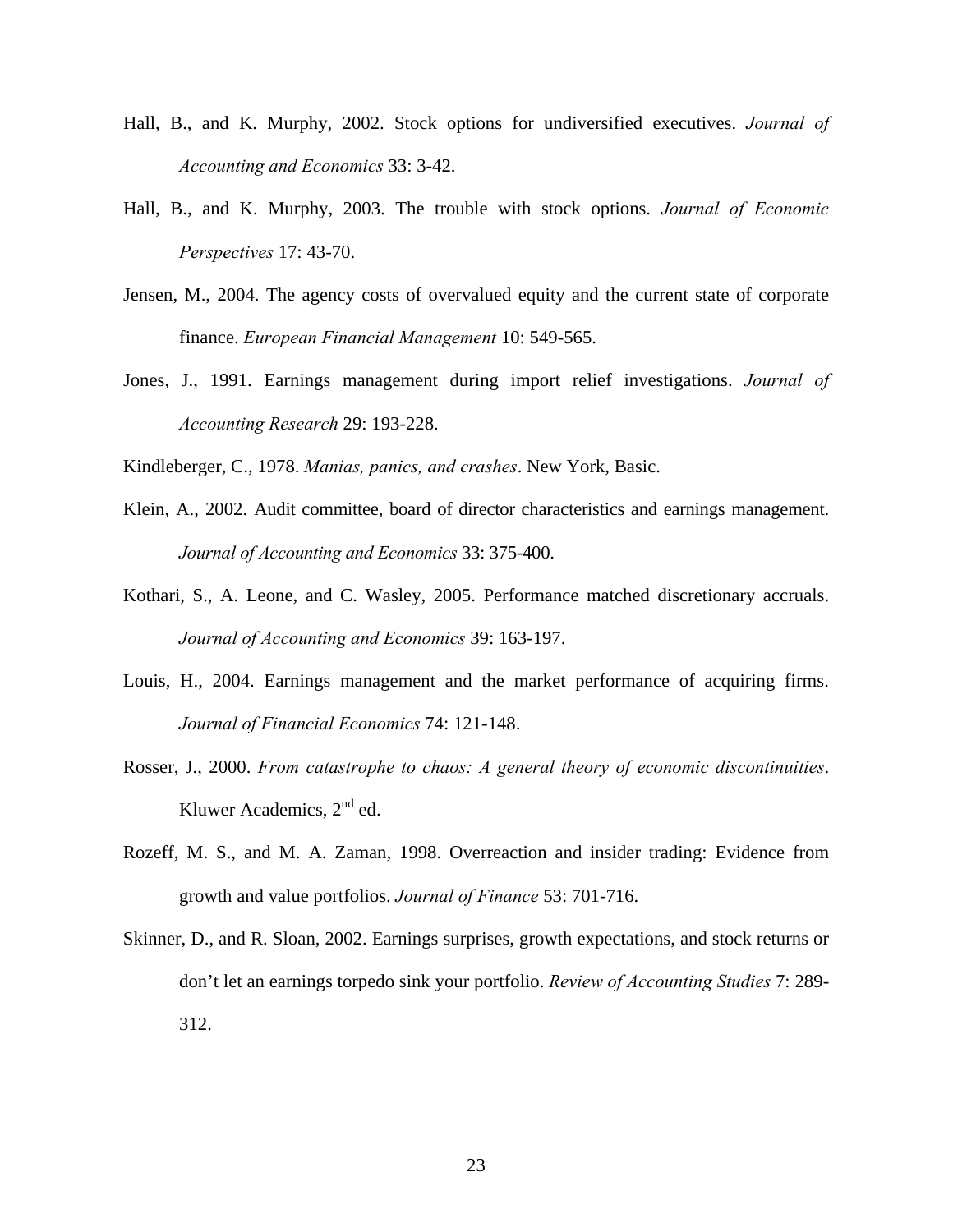Hall, B., and K. Murphy, 2002. Stock options for undiversified executives. *Journal of Accounting and Economics* 33: 3-42.

Hall, B., and K. Murphy, 2003. The trouble with stock options. *Journal of Economic Perspectives* 17: 43-70.

Jensen, M., 2004. The agency costs of overvalued equity and the current state of corporate finance. *European Financial Management* 10: 549-565.

Jones, J., 1991. Earnings management during import relief investigations. *Journal of Accounting Research* 29: 193-228.

Kindleberger, C., 1978. *Manias, panics, and crashes*. New York, Basic.

Klein, A., 2002. Audit committee, board of director characteristics and earnings management. *Journal of Accounting and Economics* 33: 375-400.

Kothari, S., A. Leone, and C. Wasley, 2005. Performance matched discretionary accruals. *Journal of Accounting and Economics* 39: 163-197.

Louis, H., 2004. Earnings management and the market performance of acquiring firms. *Journal of Financial Economics* 74: 121-148.

Rosser, J., 2000. *From catastrophe to chaos: A general theory of economic discontinuities*. Kluwer Academics, 2nd ed.

Rozeff, M. S., and M. A. Zaman, 1998. Overreaction and insider trading: Evidence from growth and value portfolios. *Journal of Finance* 53: 701-716.

Skinner, D., and R. Sloan, 2002. Earnings surprises, growth expectations, and stock returns or don't let an earnings torpedo sink your portfolio. *Review of Accounting Studies* 7: 289-312.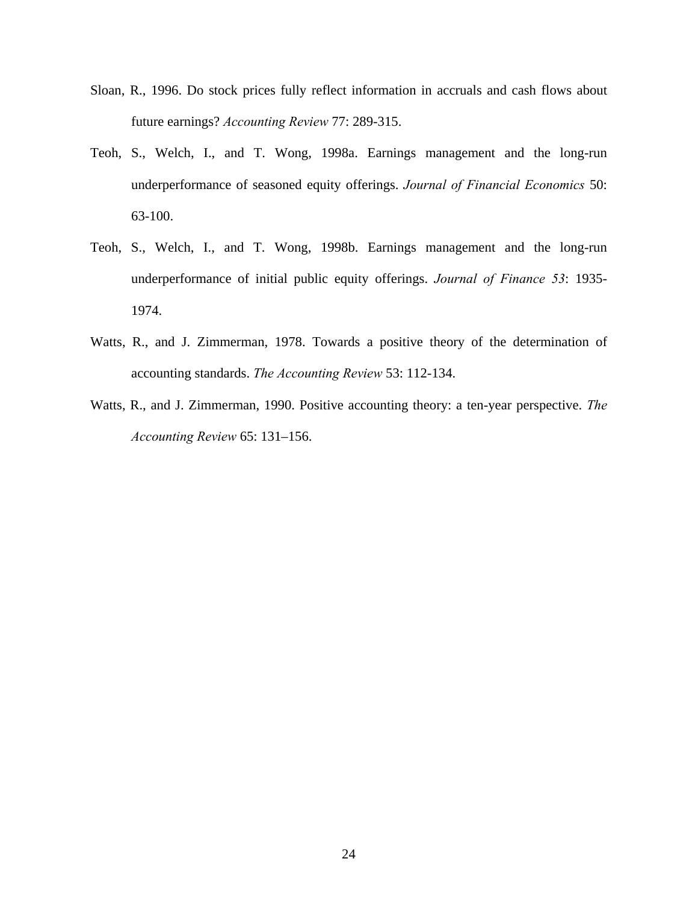Sloan, R., 1996. Do stock prices fully reflect information in accruals and cash flows about future earnings? *Accounting Review* 77: 289-315.

Teoh, S., Welch, I., and T. Wong, 1998a. Earnings management and the long-run underperformance of seasoned equity offerings. *Journal of Financial Economics* 50: 63-100.

Teoh, S., Welch, I., and T. Wong, 1998b. Earnings management and the long-run underperformance of initial public equity offerings. *Journal of Finance 53*: 1935-1974.

Watts, R., and J. Zimmerman, 1978. Towards a positive theory of the determination of accounting standards. *The Accounting Review* 53: 112-134.

Watts, R., and J. Zimmerman, 1990. Positive accounting theory: a ten-year perspective. *The Accounting Review* 65: 131–156.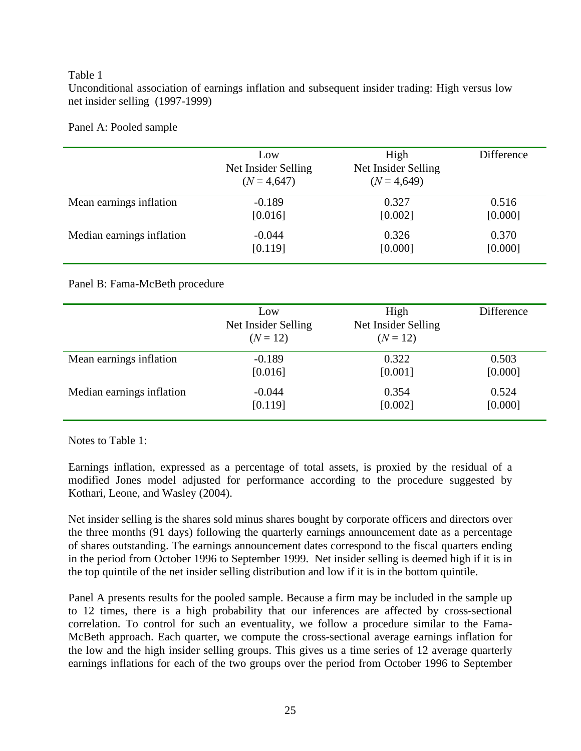Table 1
Unconditional association of earnings inflation and subsequent insider trading: High versus low net insider selling (1997-1999)

Panel A: Pooled sample

| | Low Net Insider Selling ($N$ = 4,647) | High Net Insider Selling ($N$ = 4,649) | Difference |
|---|---|---|---|
| Mean earnings inflation | -0.189 | 0.327 | 0.516 |
| | [0.016] | [0.002] | [0.000] |
| Median earnings inflation | -0.044 | 0.326 | 0.370 |
| | [0.119] | [0.000] | [0.000] |

Panel B: Fama-McBeth procedure

| | Low Net Insider Selling ($N$ = 12) | High Net Insider Selling ($N$ = 12) | Difference |
|---|---|---|---|
| Mean earnings inflation | -0.189 | 0.322 | 0.503 |
| | [0.016] | [0.001] | [0.000] |
| Median earnings inflation | -0.044 | 0.354 | 0.524 |
| | [0.119] | [0.002] | [0.000] |

Notes to Table 1:

Earnings inflation, expressed as a percentage of total assets, is proxied by the residual of a modified Jones model adjusted for performance according to the procedure suggested by Kothari, Leone, and Wasley (2004).

Net insider selling is the shares sold minus shares bought by corporate officers and directors over the three months (91 days) following the quarterly earnings announcement date as a percentage of shares outstanding. The earnings announcement dates correspond to the fiscal quarters ending in the period from October 1996 to September 1999. Net insider selling is deemed high if it is in the top quintile of the net insider selling distribution and low if it is in the bottom quintile.

Panel A presents results for the pooled sample. Because a firm may be included in the sample up to 12 times, there is a high probability that our inferences are affected by cross-sectional correlation. To control for such an eventuality, we follow a procedure similar to the Fama-McBeth approach. Each quarter, we compute the cross-sectional average earnings inflation for the low and the high insider selling groups. This gives us a time series of 12 average quarterly earnings inflations for each of the two groups over the period from October 1996 to September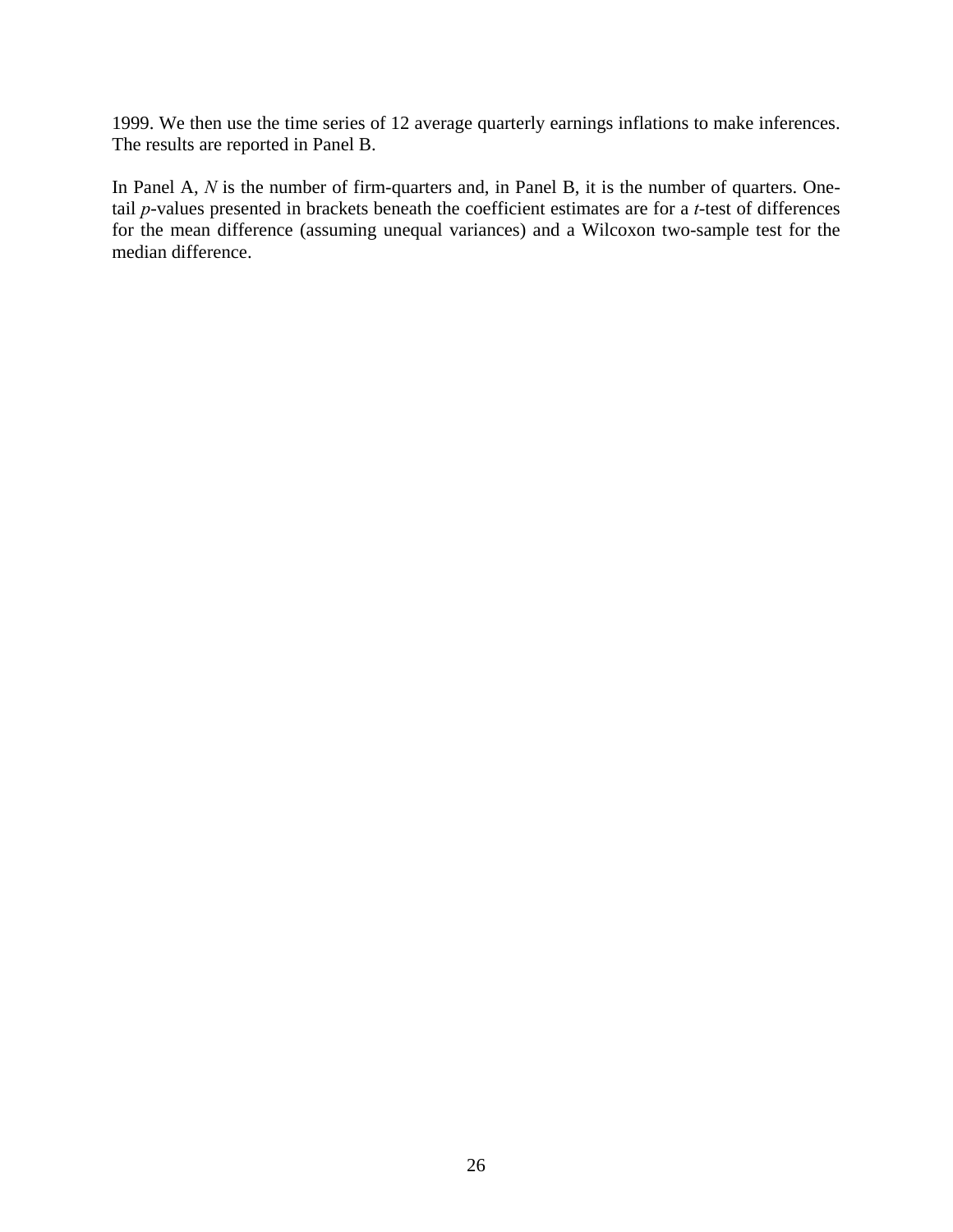1999. We then use the time series of 12 average quarterly earnings inflations to make inferences. The results are reported in Panel B.

In Panel A, *N* is the number of firm-quarters and, in Panel B, it is the number of quarters. One-tail *p*-values presented in brackets beneath the coefficient estimates are for a *t*-test of differences for the mean difference (assuming unequal variances) and a Wilcoxon two-sample test for the median difference.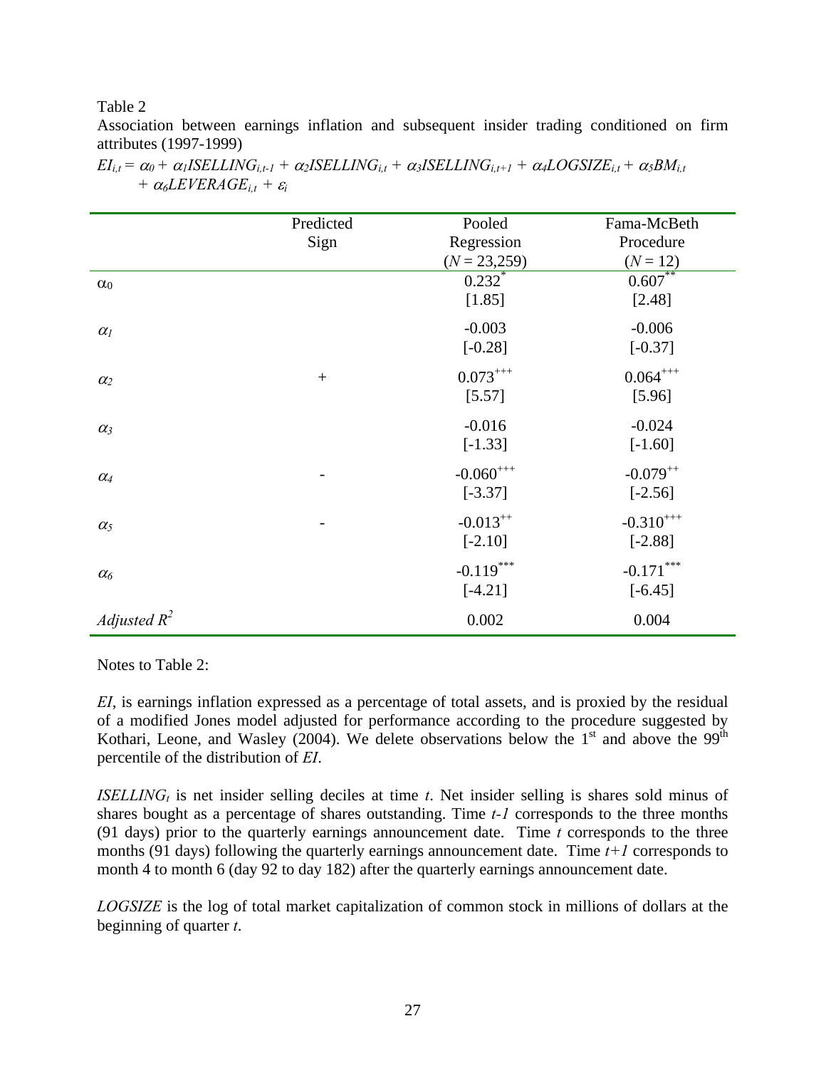Table 2

Association between earnings inflation and subsequent insider trading conditioned on firm attributes (1997-1999)

$$EI_{i,t} = \alpha_0 + \alpha_1 ISELLING_{i,t-1} + \alpha_2 ISELLING_{i,t} + \alpha_3 ISELLING_{i,t+1} + \alpha_4 LOGSIZE_{i,t} + \alpha_5 BM_{i,t} + \alpha_6 LEVERAGE_{i,t} + \varepsilon_i$$

| | Predicted Sign | Pooled Regression ($N$ = 23,259) | Fama-McBeth Procedure ($N$ = 12) |
|---|---|---|---|
| $\alpha_0$ | | $0.232^{*}$ | $0.607^{**}$ |
| | | [1.85] | [2.48] |
| $\alpha_1$ | | -0.003 | -0.006 |
| | | [-0.28] | [-0.37] |
| $\alpha_2$ | + | $0.073^{+++}$ | $0.064^{+++}$ |
| | | [5.57] | [5.96] |
| $\alpha_3$ | | -0.016 | -0.024 |
| | | [-1.33] | [-1.60] |
| $\alpha_4$ | - | $-0.060^{+++}$ | $-0.079^{++}$ |
| | | [-3.37] | [-2.56] |
| $\alpha_5$ | - | $-0.013^{++}$ | $-0.310^{+++}$ |
| | | [-2.10] | [-2.88] |
| $\alpha_6$ | | $-0.119^{***}$ | $-0.171^{***}$ |
| | | [-4.21] | [-6.45] |
| *Adjusted* $R^2$ | | 0.002 | 0.004 |

Notes to Table 2:

*EI*, is earnings inflation expressed as a percentage of total assets, and is proxied by the residual of a modified Jones model adjusted for performance according to the procedure suggested by Kothari, Leone, and Wasley (2004). We delete observations below the 1st and above the 99th percentile of the distribution of *EI*.

$ISELLING_t$ is net insider selling deciles at time *t*. Net insider selling is shares sold minus of shares bought as a percentage of shares outstanding. Time *t-1* corresponds to the three months (91 days) prior to the quarterly earnings announcement date. Time *t* corresponds to the three months (91 days) following the quarterly earnings announcement date. Time *t+1* corresponds to month 4 to month 6 (day 92 to day 182) after the quarterly earnings announcement date.

*LOGSIZE* is the log of total market capitalization of common stock in millions of dollars at the beginning of quarter *t*.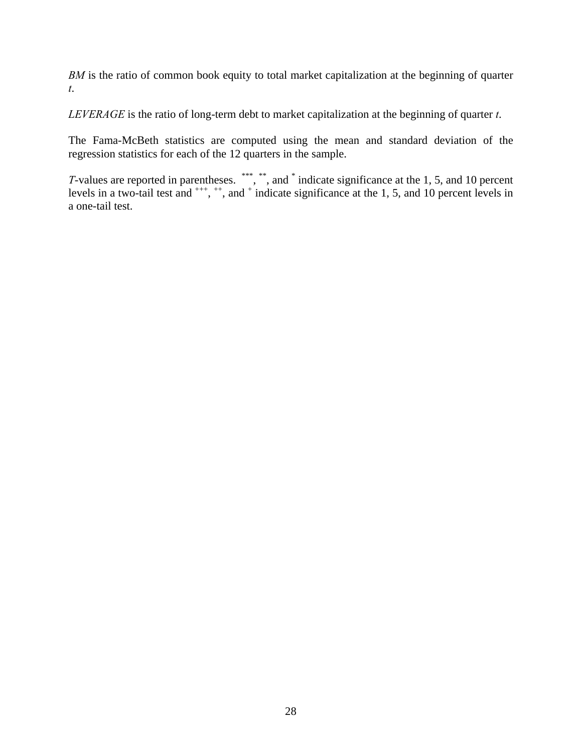*BM* is the ratio of common book equity to total market capitalization at the beginning of quarter *t*.

*LEVERAGE* is the ratio of long-term debt to market capitalization at the beginning of quarter *t*.

The Fama-McBeth statistics are computed using the mean and standard deviation of the regression statistics for each of the 12 quarters in the sample.

*T*-values are reported in parentheses. $^{***}$, $^{**}$, and $^{*}$ indicate significance at the 1, 5, and 10 percent levels in a two-tail test and $^{+++}$, $^{++}$, and $^{+}$ indicate significance at the 1, 5, and 10 percent levels in a one-tail test.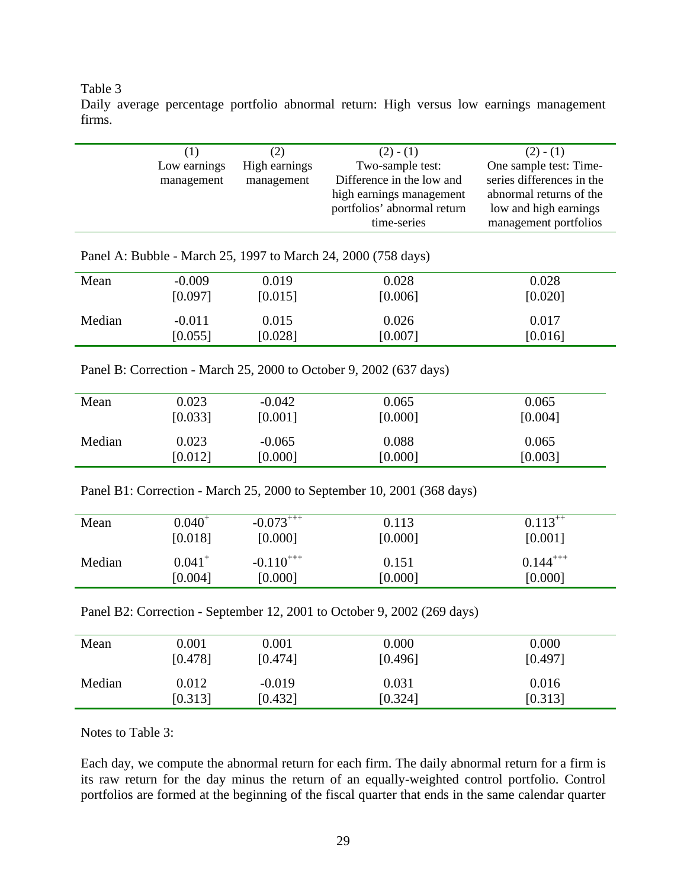Table 3

Daily average percentage portfolio abnormal return: High versus low earnings management firms.

| | (1)<br>Low earnings management | (2)<br>High earnings management | (2) - (1)<br>Two-sample test: Difference in the low and high earnings management portfolios' abnormal return time-series | (2) - (1)<br>One sample test: Time-series differences in the abnormal returns of the low and high earnings management portfolios |
|---|---|---|---|---|
| **Panel A: Bubble - March 25, 1997 to March 24, 2000 (758 days)** | | | | |
| Mean | -0.009 | 0.019 | 0.028 | 0.028 |
| | [0.097] | [0.015] | [0.006] | [0.020] |
| Median | -0.011 | 0.015 | 0.026 | 0.017 |
| | [0.055] | [0.028] | [0.007] | [0.016] |
| **Panel B: Correction - March 25, 2000 to October 9, 2002 (637 days)** | | | | |
| Mean | 0.023 | -0.042 | 0.065 | 0.065 |
| | [0.033] | [0.001] | [0.000] | [0.004] |
| Median | 0.023 | -0.065 | 0.088 | 0.065 |
| | [0.012] | [0.000] | [0.000] | [0.003] |
| **Panel B1: Correction - March 25, 2000 to September 10, 2001 (368 days)** | | | | |
| Mean | 0.040$^{+}$ | -0.073$^{+++}$ | 0.113 | 0.113$^{++}$ |
| | [0.018] | [0.000] | [0.000] | [0.001] |
| Median | 0.041$^{+}$ | -0.110$^{+++}$ | 0.151 | 0.144$^{+++}$ |
| | [0.004] | [0.000] | [0.000] | [0.000] |
| **Panel B2: Correction - September 12, 2001 to October 9, 2002 (269 days)** | | | | |
| Mean | 0.001 | 0.001 | 0.000 | 0.000 |
| | [0.478] | [0.474] | [0.496] | [0.497] |
| Median | 0.012 | -0.019 | 0.031 | 0.016 |
| | [0.313] | [0.432] | [0.324] | [0.313] |

Notes to Table 3:

Each day, we compute the abnormal return for each firm. The daily abnormal return for a firm is its raw return for the day minus the return of an equally-weighted control portfolio. Control portfolios are formed at the beginning of the fiscal quarter that ends in the same calendar quarter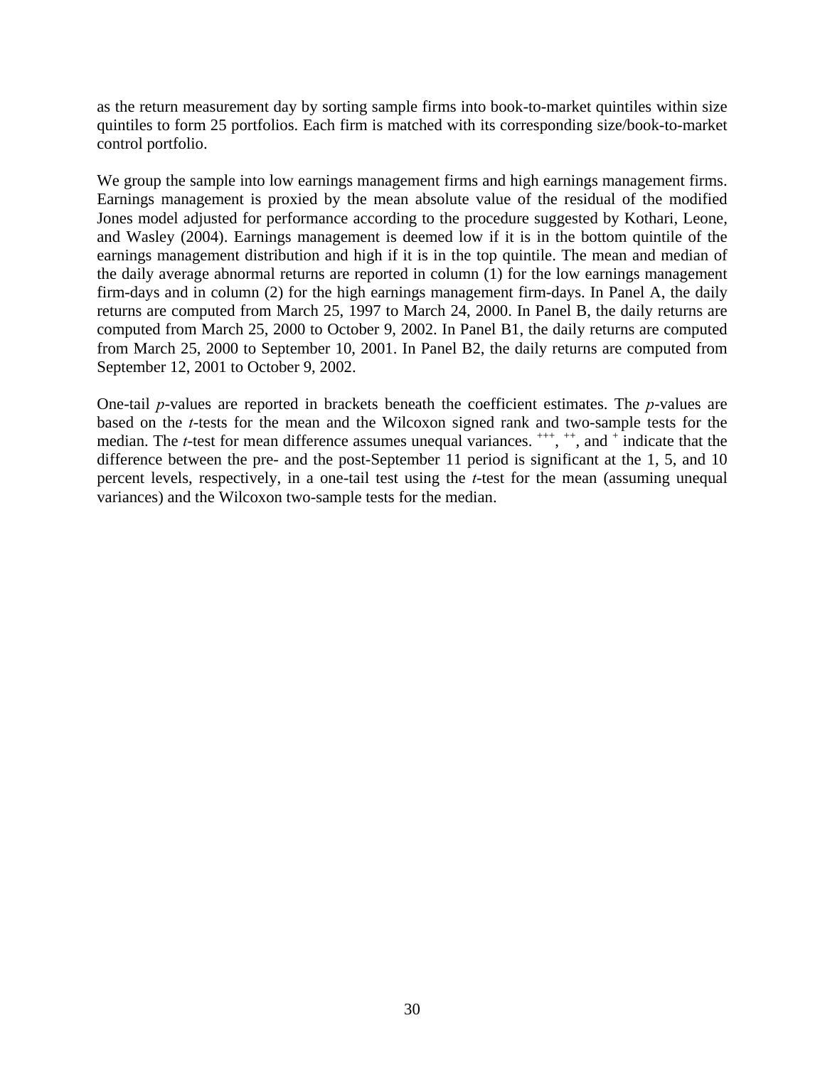as the return measurement day by sorting sample firms into book-to-market quintiles within size quintiles to form 25 portfolios. Each firm is matched with its corresponding size/book-to-market control portfolio.

We group the sample into low earnings management firms and high earnings management firms. Earnings management is proxied by the mean absolute value of the residual of the modified Jones model adjusted for performance according to the procedure suggested by Kothari, Leone, and Wasley (2004). Earnings management is deemed low if it is in the bottom quintile of the earnings management distribution and high if it is in the top quintile. The mean and median of the daily average abnormal returns are reported in column (1) for the low earnings management firm-days and in column (2) for the high earnings management firm-days. In Panel A, the daily returns are computed from March 25, 1997 to March 24, 2000. In Panel B, the daily returns are computed from March 25, 2000 to October 9, 2002. In Panel B1, the daily returns are computed from March 25, 2000 to September 10, 2001. In Panel B2, the daily returns are computed from September 12, 2001 to October 9, 2002.

One-tail *p*-values are reported in brackets beneath the coefficient estimates. The *p*-values are based on the *t*-tests for the mean and the Wilcoxon signed rank and two-sample tests for the median. The *t*-test for mean difference assumes unequal variances. $^{+++}$, $^{++}$, and $^{+}$ indicate that the difference between the pre- and the post-September 11 period is significant at the 1, 5, and 10 percent levels, respectively, in a one-tail test using the *t*-test for the mean (assuming unequal variances) and the Wilcoxon two-sample tests for the median.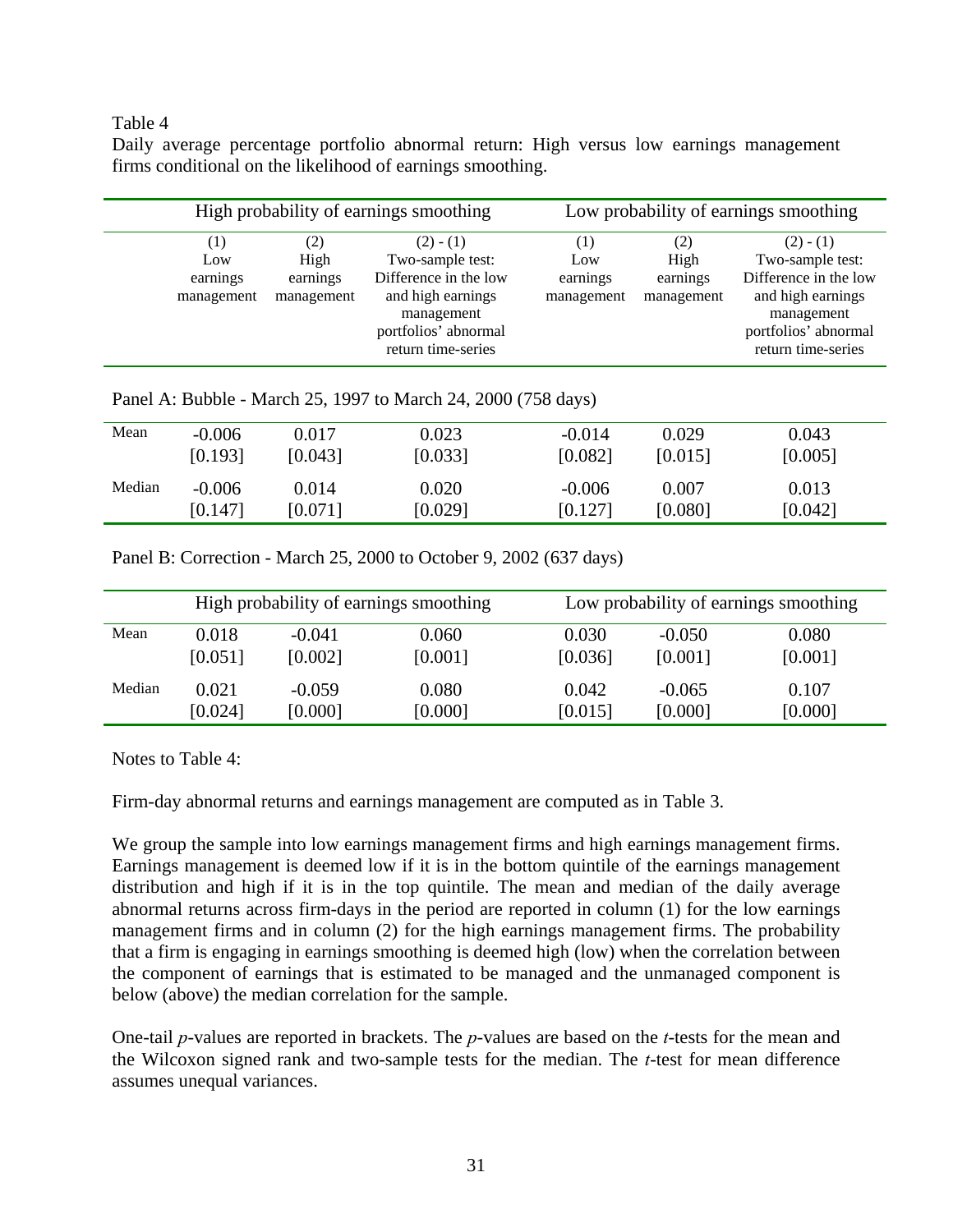Table 4

Daily average percentage portfolio abnormal return: High versus low earnings management firms conditional on the likelihood of earnings smoothing.

| | High probability of earnings smoothing | | | Low probability of earnings smoothing | | |
|---|---|---|---|---|---|---|
| | (1) Low earnings management | (2) High earnings management | (2) - (1) Two-sample test: Difference in the low and high earnings management portfolios' abnormal return time-series | (1) Low earnings management | (2) High earnings management | (2) - (1) Two-sample test: Difference in the low and high earnings management portfolios' abnormal return time-series |
| **Panel A: Bubble - March 25, 1997 to March 24, 2000 (758 days)** | | | | | | |
| Mean | -0.006 | 0.017 | 0.023 | -0.014 | 0.029 | 0.043 |
| | [0.193] | [0.043] | [0.033] | [0.082] | [0.015] | [0.005] |
| Median | -0.006 | 0.014 | 0.020 | -0.006 | 0.007 | 0.013 |
| | [0.147] | [0.071] | [0.029] | [0.127] | [0.080] | [0.042] |
| **Panel B: Correction - March 25, 2000 to October 9, 2002 (637 days)** | | | | | | |
| | High probability of earnings smoothing | | | Low probability of earnings smoothing | | |
| Mean | 0.018 | -0.041 | 0.060 | 0.030 | -0.050 | 0.080 |
| | [0.051] | [0.002] | [0.001] | [0.036] | [0.001] | [0.001] |
| Median | 0.021 | -0.059 | 0.080 | 0.042 | -0.065 | 0.107 |
| | [0.024] | [0.000] | [0.000] | [0.015] | [0.000] | [0.000] |

Notes to Table 4:

Firm-day abnormal returns and earnings management are computed as in Table 3.

We group the sample into low earnings management firms and high earnings management firms. Earnings management is deemed low if it is in the bottom quintile of the earnings management distribution and high if it is in the top quintile. The mean and median of the daily average abnormal returns across firm-days in the period are reported in column (1) for the low earnings management firms and in column (2) for the high earnings management firms. The probability that a firm is engaging in earnings smoothing is deemed high (low) when the correlation between the component of earnings that is estimated to be managed and the unmanaged component is below (above) the median correlation for the sample.

One-tail *p*-values are reported in brackets. The *p*-values are based on the *t*-tests for the mean and the Wilcoxon signed rank and two-sample tests for the median. The *t*-test for mean difference assumes unequal variances.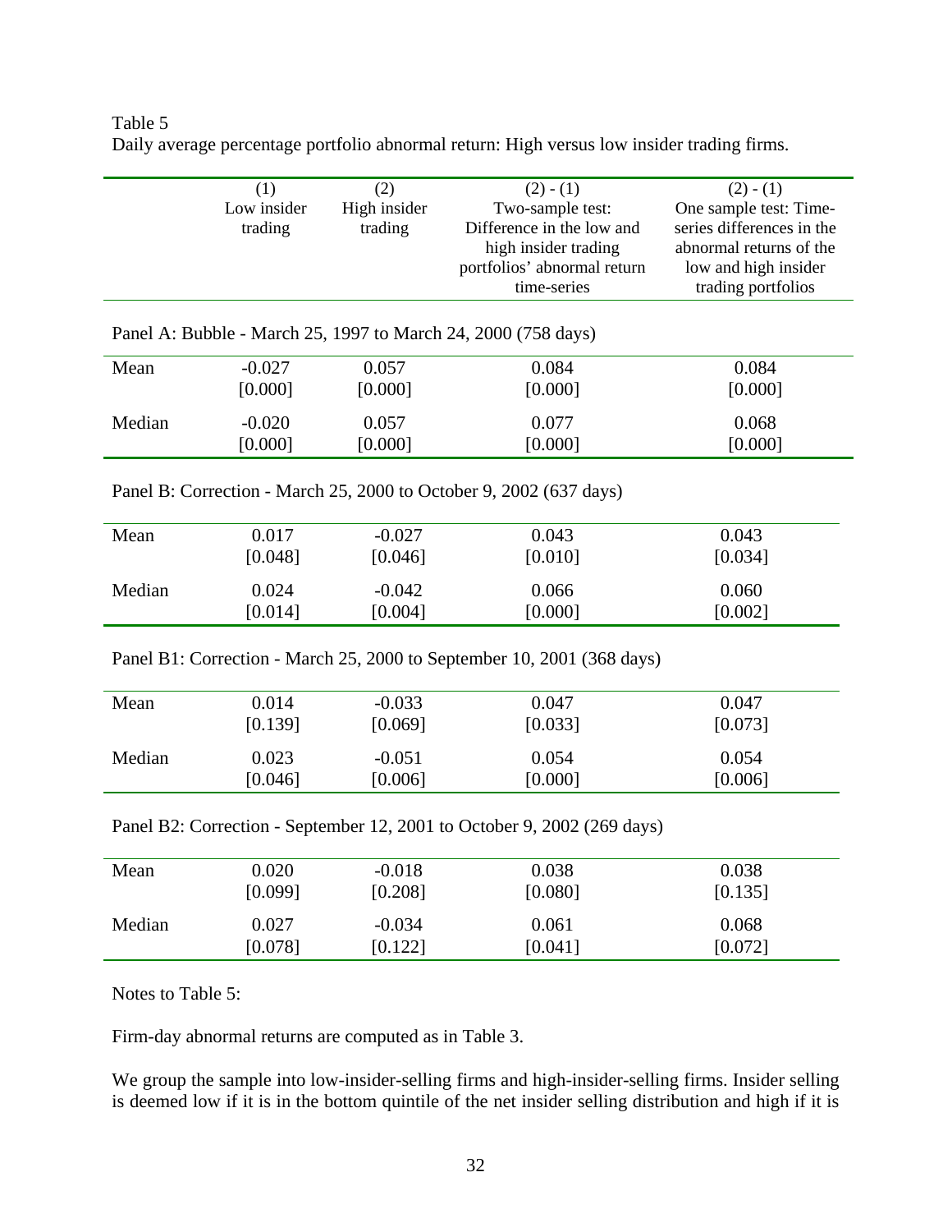Table 5
Daily average percentage portfolio abnormal return: High versus low insider trading firms.

| | (1)<br>Low insider trading | (2)<br>High insider trading | (2) - (1)<br>Two-sample test: Difference in the low and high insider trading portfolios' abnormal return time-series | (2) - (1)<br>One sample test: Time-series differences in the abnormal returns of the low and high insider trading portfolios |
|---|---|---|---|---|
| **Panel A: Bubble - March 25, 1997 to March 24, 2000 (758 days)** | | | | |
| Mean | -0.027 | 0.057 | 0.084 | 0.084 |
| | [0.000] | [0.000] | [0.000] | [0.000] |
| Median | -0.020 | 0.057 | 0.077 | 0.068 |
| | [0.000] | [0.000] | [0.000] | [0.000] |
| **Panel B: Correction - March 25, 2000 to October 9, 2002 (637 days)** | | | | |
| Mean | 0.017 | -0.027 | 0.043 | 0.043 |
| | [0.048] | [0.046] | [0.010] | [0.034] |
| Median | 0.024 | -0.042 | 0.066 | 0.060 |
| | [0.014] | [0.004] | [0.000] | [0.002] |
| **Panel B1: Correction - March 25, 2000 to September 10, 2001 (368 days)** | | | | |
| Mean | 0.014 | -0.033 | 0.047 | 0.047 |
| | [0.139] | [0.069] | [0.033] | [0.073] |
| Median | 0.023 | -0.051 | 0.054 | 0.054 |
| | [0.046] | [0.006] | [0.000] | [0.006] |
| **Panel B2: Correction - September 12, 2001 to October 9, 2002 (269 days)** | | | | |
| Mean | 0.020 | -0.018 | 0.038 | 0.038 |
| | [0.099] | [0.208] | [0.080] | [0.135] |
| Median | 0.027 | -0.034 | 0.061 | 0.068 |
| | [0.078] | [0.122] | [0.041] | [0.072] |

Notes to Table 5:

Firm-day abnormal returns are computed as in Table 3.

We group the sample into low-insider-selling firms and high-insider-selling firms. Insider selling is deemed low if it is in the bottom quintile of the net insider selling distribution and high if it is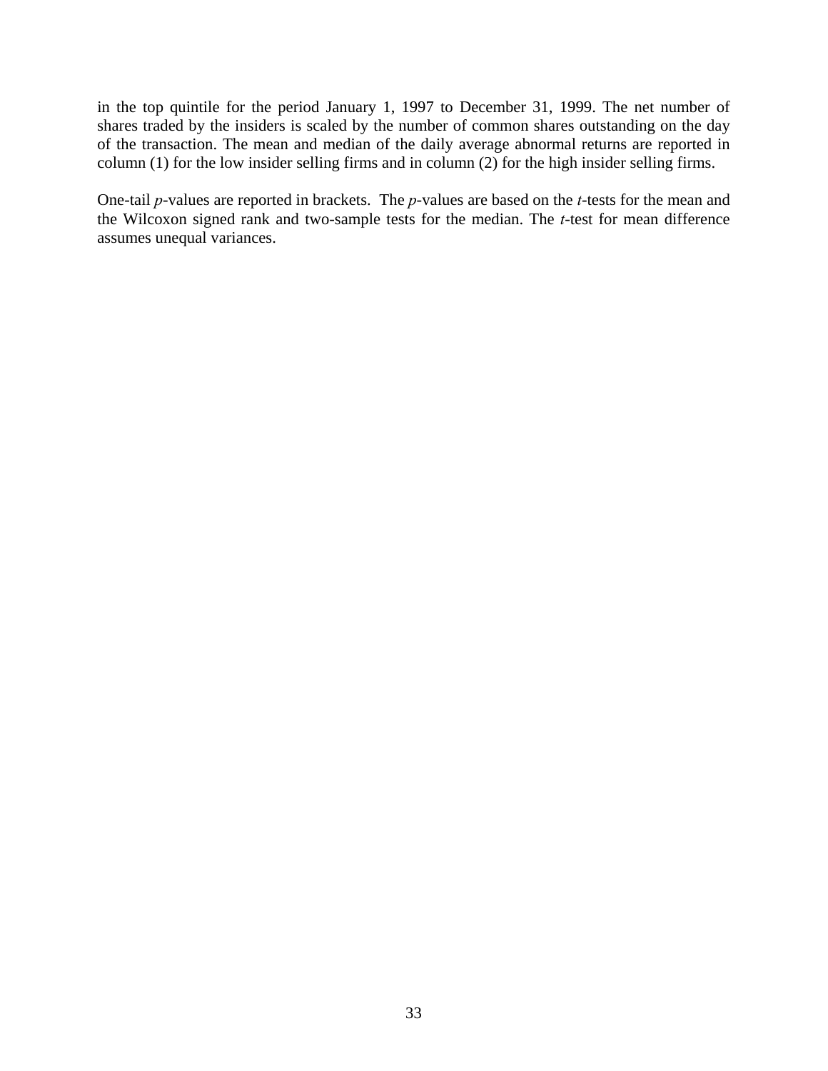in the top quintile for the period January 1, 1997 to December 31, 1999. The net number of shares traded by the insiders is scaled by the number of common shares outstanding on the day of the transaction. The mean and median of the daily average abnormal returns are reported in column (1) for the low insider selling firms and in column (2) for the high insider selling firms.

One-tail *p*-values are reported in brackets. The *p*-values are based on the *t*-tests for the mean and the Wilcoxon signed rank and two-sample tests for the median. The *t*-test for mean difference assumes unequal variances.